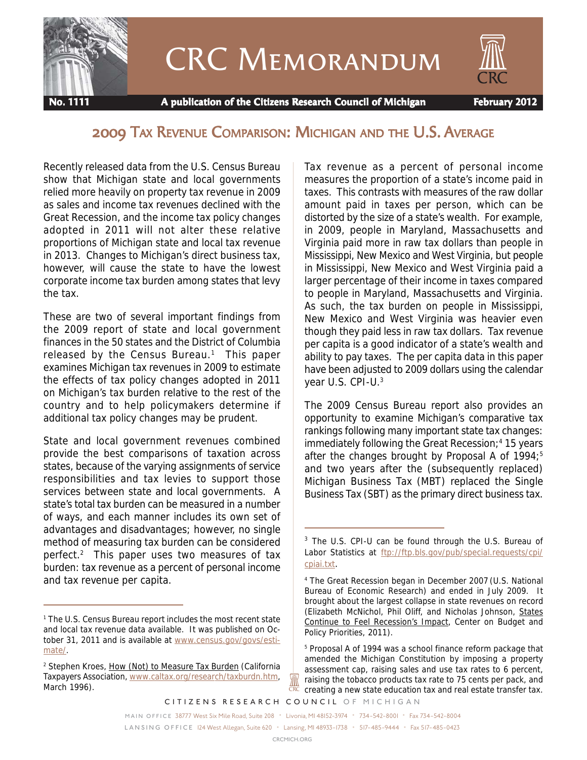# CRC Memorandum

**No. 1111** **A publication of the Citizens Research Council of Michigan** **February 2012**

## 2009 Tax Revenue Comparison: Michigan and the U.S. Average

Recently released data from the U.S. Census Bureau show that Michigan state and local governments relied more heavily on property tax revenue in 2009 as sales and income tax revenues declined with the Great Recession, and the income tax policy changes adopted in 2011 will not alter these relative proportions of Michigan state and local tax revenue in 2013. Changes to Michigan's direct business tax, however, will cause the state to have the lowest corporate income tax burden among states that levy the tax.

These are two of several important findings from the 2009 report of state and local government finances in the 50 states and the District of Columbia released by the Census Bureau.[1] This paper examines Michigan tax revenues in 2009 to estimate the effects of tax policy changes adopted in 2011 on Michigan's tax burden relative to the rest of the country and to help policymakers determine if additional tax policy changes may be prudent.

State and local government revenues combined provide the best comparisons of taxation across states, because of the varying assignments of service responsibilities and tax levies to support those services between state and local governments. A state's total tax burden can be measured in a number of ways, and each manner includes its own set of advantages and disadvantages; however, no single method of measuring tax burden can be considered perfect.[2] This paper uses two measures of tax burden: tax revenue as a percent of personal income and tax revenue per capita.

Tax revenue as a percent of personal income measures the proportion of a state's income paid in taxes. This contrasts with measures of the raw dollar amount paid in taxes per person, which can be distorted by the size of a state's wealth. For example, in 2009, people in Maryland, Massachusetts and Virginia paid more in raw tax dollars than people in Mississippi, New Mexico and West Virginia, but people in Mississippi, New Mexico and West Virginia paid a larger percentage of their income in taxes compared to people in Maryland, Massachusetts and Virginia. As such, the tax burden on people in Mississippi, New Mexico and West Virginia was heavier even though they paid less in raw tax dollars. Tax revenue per capita is a good indicator of a state's wealth and ability to pay taxes. The per capita data in this paper have been adjusted to 2009 dollars using the calendar year U.S. CPI-U.[3]

The 2009 Census Bureau report also provides an opportunity to examine Michigan's comparative tax rankings following many important state tax changes: immediately following the Great Recession;[4] 15 years after the changes brought by Proposal A of 1994;[5] and two years after the (subsequently replaced) Michigan Business Tax (MBT) replaced the Single Business Tax (SBT) as the primary direct business tax.

---

[1] The U.S. Census Bureau report includes the most recent state and local tax revenue data available. It was published on October 31, 2011 and is available at www.census.gov/govs/estimate/.

[2] Stephen Kroes, How (Not) to Measure Tax Burden (California Taxpayers Association, www.caltax.org/research/taxburdn.htm, March 1996).

[3] The U.S. CPI-U can be found through the U.S. Bureau of Labor Statistics at ftp://ftp.bls.gov/pub/special.requests/cpi/cpiai.txt.

[4] The Great Recession began in December 2007 (U.S. National Bureau of Economic Research) and ended in July 2009. It brought about the largest collapse in state revenues on record (Elizabeth McNichol, Phil Oliff, and Nicholas Johnson, States Continue to Feel Recession's Impact, Center on Budget and Policy Priorities, 2011).

[5] Proposal A of 1994 was a school finance reform package that amended the Michigan Constitution by imposing a property assessment cap, raising sales and use tax rates to 6 percent, raising the tobacco products tax rate to 75 cents per pack, and creating a new state education tax and real estate transfer tax.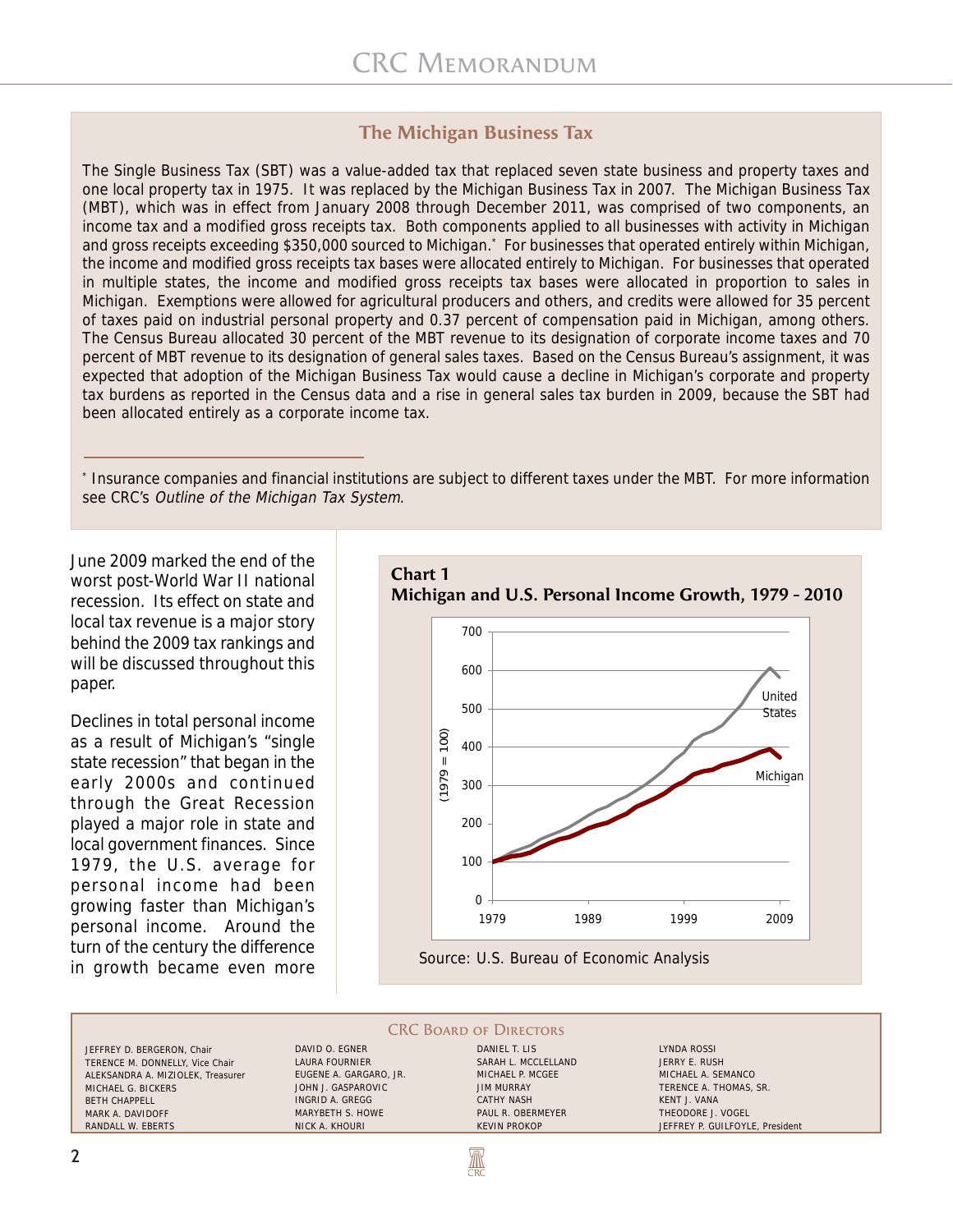## The Michigan Business Tax

The Single Business Tax (SBT) was a value-added tax that replaced seven state business and property taxes and one local property tax in 1975. It was replaced by the Michigan Business Tax in 2007. The Michigan Business Tax (MBT), which was in effect from January 2008 through December 2011, was comprised of two components, an income tax and a modified gross receipts tax. Both components applied to all businesses with activity in Michigan and gross receipts exceeding $350,000 sourced to Michigan.* For businesses that operated entirely within Michigan, the income and modified gross receipts tax bases were allocated entirely to Michigan. For businesses that operated in multiple states, the income and modified gross receipts tax bases were allocated in proportion to sales in Michigan. Exemptions were allowed for agricultural producers and others, and credits were allowed for 35 percent of taxes paid on industrial personal property and 0.37 percent of compensation paid in Michigan, among others. The Census Bureau allocated 30 percent of the MBT revenue to its designation of corporate income taxes and 70 percent of MBT revenue to its designation of general sales taxes. Based on the Census Bureau's assignment, it was expected that adoption of the Michigan Business Tax would cause a decline in Michigan's corporate and property tax burdens as reported in the Census data and a rise in general sales tax burden in 2009, because the SBT had been allocated entirely as a corporate income tax.

* Insurance companies and financial institutions are subject to different taxes under the MBT. For more information see CRC's *Outline of the Michigan Tax System*.

June 2009 marked the end of the worst post-World War II national recession. Its effect on state and local tax revenue is a major story behind the 2009 tax rankings and will be discussed throughout this paper.

Declines in total personal income as a result of Michigan's "single state recession" that began in the early 2000s and continued through the Great Recession played a major role in state and local government finances. Since 1979, the U.S. average for personal income had been growing faster than Michigan's personal income. Around the turn of the century the difference in growth became even more

**Chart 1**
**Michigan and U.S. Personal Income Growth, 1979 – 2010**

Source: U.S. Bureau of Economic Analysis

### CRC Board of Directors

JEFFREY D. BERGERON, Chair
TERENCE M. DONNELLY, Vice Chair
ALEKSANDRA A. MIZIOLEK, Treasurer
MICHAEL G. BICKERS
BETH CHAPPELL
MARK A. DAVIDOFF
RANDALL W. EBERTS
DAVID O. EGNER
LAURA FOURNIER
EUGENE A. GARGARO, JR.
JOHN J. GASPAROVIC
INGRID A. GREGG
MARYBETH S. HOWE
NICK A. KHOURI
DANIEL T. LIS
SARAH L. MCCLELLAND
MICHAEL P. MCGEE
JIM MURRAY
CATHY NASH
PAUL R. OBERMEYER
KEVIN PROKOP
LYNDA ROSSI
JERRY E. RUSH
MICHAEL A. SEMANCO
TERENCE A. THOMAS, SR.
KENT J. VANA
THEODORE J. VOGEL
JEFFREY P. GUILFOYLE, President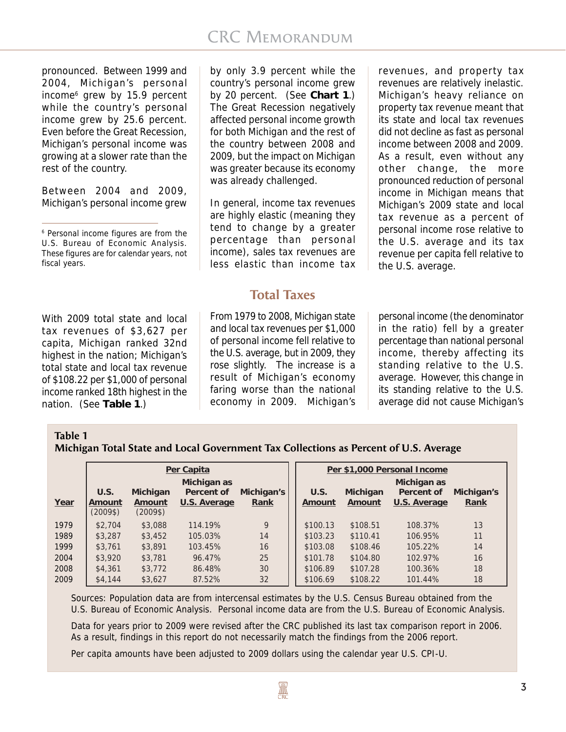pronounced. Between 1999 and 2004, Michigan's personal income[6] grew by 15.9 percent while the country's personal income grew by 25.6 percent. Even before the Great Recession, Michigan's personal income was growing at a slower rate than the rest of the country.

Between 2004 and 2009, Michigan's personal income grew by only 3.9 percent while the country's personal income grew by 20 percent. (See **Chart 1**.) The Great Recession negatively affected personal income growth for both Michigan and the rest of the country between 2008 and 2009, but the impact on Michigan was greater because its economy was already challenged.

In general, income tax revenues are highly elastic (meaning they tend to change by a greater percentage than personal income), sales tax revenues are less elastic than income tax revenues, and property tax revenues are relatively inelastic. Michigan's heavy reliance on property tax revenue meant that its state and local tax revenues did not decline as fast as personal income between 2008 and 2009. As a result, even without any other change, the more pronounced reduction of personal income in Michigan means that Michigan's 2009 state and local tax revenue as a percent of personal income rose relative to the U.S. average and its tax revenue per capita fell relative to the U.S. average.

[6] Personal income figures are from the U.S. Bureau of Economic Analysis. These figures are for calendar years, not fiscal years.

## Total Taxes

With 2009 total state and local tax revenues of $3,627 per capita, Michigan ranked 32nd highest in the nation; Michigan's total state and local tax revenue of $108.22 per $1,000 of personal income ranked 18th highest in the nation. (See **Table 1**.)

From 1979 to 2008, Michigan state and local tax revenues per $1,000 of personal income fell relative to the U.S. average, but in 2009, they rose slightly. The increase is a result of Michigan's economy faring worse than the national economy in 2009. Michigan's personal income (the denominator in the ratio) fell by a greater percentage than national personal income, thereby affecting its standing relative to the U.S. average. However, this change in its standing relative to the U.S. average did not cause Michigan's

**Table 1**
**Michigan Total State and Local Government Tax Collections as Percent of U.S. Average**

| | Per Capita | | | | Per $1,000 Personal Income | | | |
|---|---|---|---|---|---|---|---|---|
| Year | U.S. Amount (2009$) | Michigan Amount (2009$) | Michigan as Percent of U.S. Average | Michigan's Rank | U.S. Amount | Michigan Amount | Michigan as Percent of U.S. Average | Michigan's Rank |
| 1979 | $2,704 | $3,088 | 114.19% | 9 | $100.13 | $108.51 | 108.37% | 13 |
| 1989 | $3,287 | $3,452 | 105.03% | 14 | $103.23 | $110.41 | 106.95% | 11 |
| 1999 | $3,761 | $3,891 | 103.45% | 16 | $103.08 | $108.46 | 105.22% | 14 |
| 2004 | $3,920 | $3,781 | 96.47% | 25 | $101.78 | $104.80 | 102.97% | 16 |
| 2008 | $4,361 | $3,772 | 86.48% | 30 | $106.89 | $107.28 | 100.36% | 18 |
| 2009 | $4,144 | $3,627 | 87.52% | 32 | $106.69 | $108.22 | 101.44% | 18 |

Sources: Population data are from intercensal estimates by the U.S. Census Bureau obtained from the U.S. Bureau of Economic Analysis. Personal income data are from the U.S. Bureau of Economic Analysis.

Data for years prior to 2009 were revised after the CRC published its last tax comparison report in 2006. As a result, findings in this report do not necessarily match the findings from the 2006 report.

Per capita amounts have been adjusted to 2009 dollars using the calendar year U.S. CPI-U.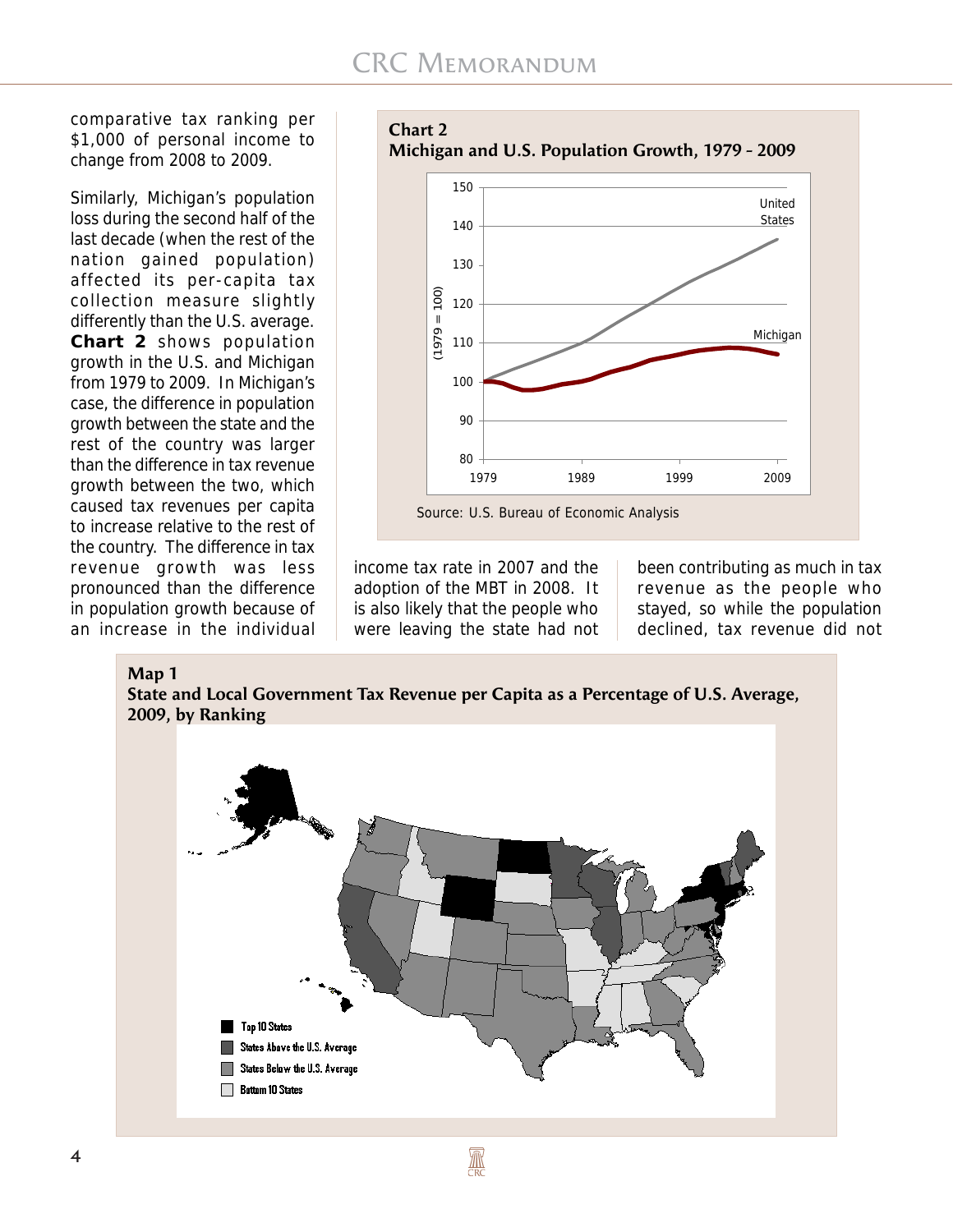comparative tax ranking per $1,000 of personal income to change from 2008 to 2009.

Similarly, Michigan's population loss during the second half of the last decade (when the rest of the nation gained population) affected its per-capita tax collection measure slightly differently than the U.S. average. **Chart 2** shows population growth in the U.S. and Michigan from 1979 to 2009. In Michigan's case, the difference in population growth between the state and the rest of the country was larger than the difference in tax revenue growth between the two, which caused tax revenues per capita to increase relative to the rest of the country. The difference in tax revenue growth was less pronounced than the difference in population growth because of an increase in the individual income tax rate in 2007 and the adoption of the MBT in 2008. It is also likely that the people who were leaving the state had not been contributing as much in tax revenue as the people who stayed, so while the population declined, tax revenue did not

**Chart 2**
**Michigan and U.S. Population Growth, 1979 – 2009**

Source: U.S. Bureau of Economic Analysis

**Map 1**
**State and Local Government Tax Revenue per Capita as a Percentage of U.S. Average, 2009, by Ranking**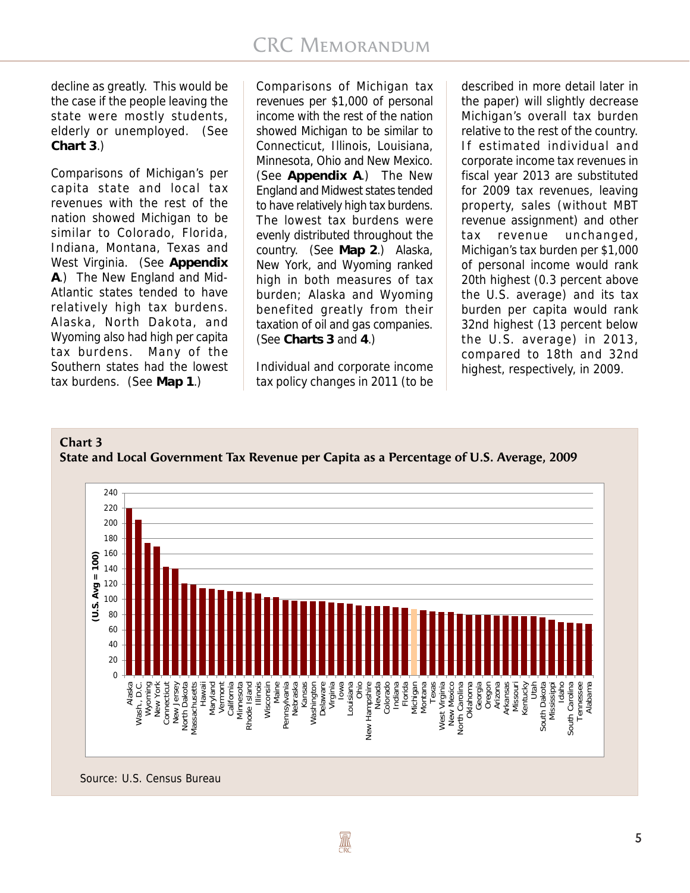decline as greatly. This would be the case if the people leaving the state were mostly students, elderly or unemployed. (See **Chart 3**.)

Comparisons of Michigan's per capita state and local tax revenues with the rest of the nation showed Michigan to be similar to Colorado, Florida, Indiana, Montana, Texas and West Virginia. (See **Appendix A**.) The New England and Mid-Atlantic states tended to have relatively high tax burdens. Alaska, North Dakota, and Wyoming also had high per capita tax burdens. Many of the Southern states had the lowest tax burdens. (See **Map 1**.)

Comparisons of Michigan tax revenues per $1,000 of personal income with the rest of the nation showed Michigan to be similar to Connecticut, Illinois, Louisiana, Minnesota, Ohio and New Mexico. (See **Appendix A**.) The New England and Midwest states tended to have relatively high tax burdens. The lowest tax burdens were evenly distributed throughout the country. (See **Map 2**.) Alaska, New York, and Wyoming ranked high in both measures of tax burden; Alaska and Wyoming benefited greatly from their taxation of oil and gas companies. (See **Charts 3** and **4**.)

Individual and corporate income tax policy changes in 2011 (to be described in more detail later in the paper) will slightly decrease Michigan's overall tax burden relative to the rest of the country. If estimated individual and corporate income tax revenues in fiscal year 2013 are substituted for 2009 tax revenues, leaving property, sales (without MBT revenue assignment) and other tax revenue unchanged, Michigan's tax burden per $1,000 of personal income would rank 20th highest (0.3 percent above the U.S. average) and its tax burden per capita would rank 32nd highest (13 percent below the U.S. average) in 2013, compared to 18th and 32nd highest, respectively, in 2009.

**Chart 3**
**State and Local Government Tax Revenue per Capita as a Percentage of U.S. Average, 2009**

Y-axis: (U.S. Avg = 100), 0–240

States (in order shown, highest to lowest): Alaska, Wash., D.C., Wyoming, New York, Connecticut, New Jersey, North Dakota, Massachusetts, Hawaii, Maryland, Vermont, California, Minnesota, Rhode Island, Illinois, Wisconsin, Maine, Pennsylvania, Nebraska, Kansas, Washington, Delaware, Virginia, Iowa, Louisiana, Ohio, New Hampshire, Nevada, Colorado, Indiana, Florida, Michigan, Montana, Texas, West Virginia, New Mexico, North Carolina, Oklahoma, Georgia, Oregon, Arizona, Arkansas, Missouri, Kentucky, Utah, South Dakota, Mississippi, Idaho, South Carolina, Tennessee, Alabama

Source: U.S. Census Bureau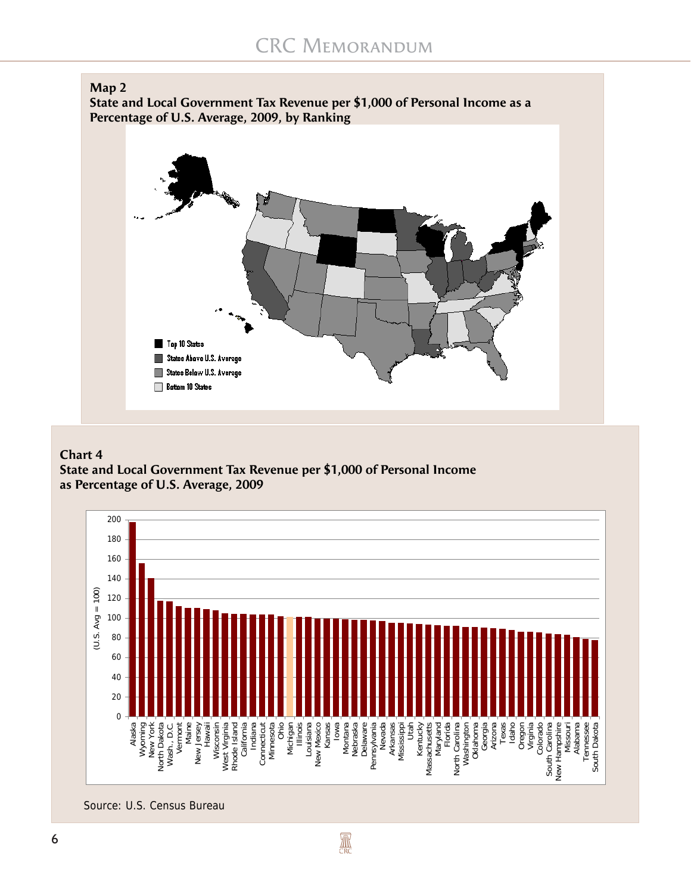**Map 2**
**State and Local Government Tax Revenue per $1,000 of Personal Income as a Percentage of U.S. Average, 2009, by Ranking**

Top 10 States
States Above U.S. Average
States Below U.S. Average
Bottom 10 States

**Chart 4**
**State and Local Government Tax Revenue per $1,000 of Personal Income as Percentage of U.S. Average, 2009**

Source: U.S. Census Bureau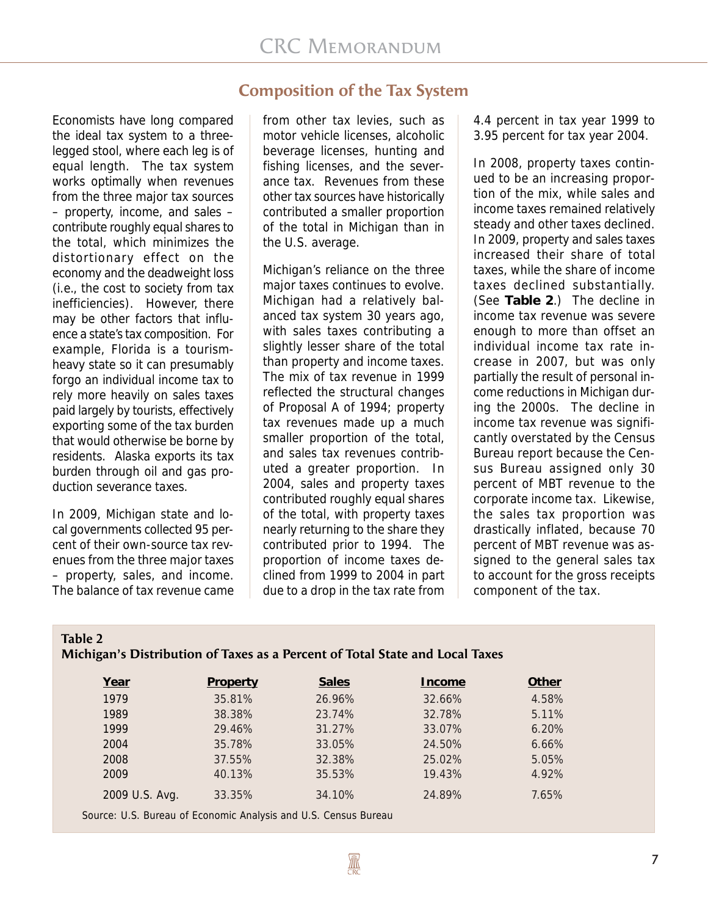## Composition of the Tax System

Economists have long compared the ideal tax system to a three-legged stool, where each leg is of equal length. The tax system works optimally when revenues from the three major tax sources – property, income, and sales – contribute roughly equal shares to the total, which minimizes the distortionary effect on the economy and the deadweight loss (i.e., the cost to society from tax inefficiencies). However, there may be other factors that influence a state's tax composition. For example, Florida is a tourism-heavy state so it can presumably forgo an individual income tax to rely more heavily on sales taxes paid largely by tourists, effectively exporting some of the tax burden that would otherwise be borne by residents. Alaska exports its tax burden through oil and gas production severance taxes.

In 2009, Michigan state and local governments collected 95 percent of their own-source tax revenues from the three major taxes – property, sales, and income. The balance of tax revenue came from other tax levies, such as motor vehicle licenses, alcoholic beverage licenses, hunting and fishing licenses, and the severance tax. Revenues from these other tax sources have historically contributed a smaller proportion of the total in Michigan than in the U.S. average.

Michigan's reliance on the three major taxes continues to evolve. Michigan had a relatively balanced tax system 30 years ago, with sales taxes contributing a slightly lesser share of the total than property and income taxes. The mix of tax revenue in 1999 reflected the structural changes of Proposal A of 1994; property tax revenues made up a much smaller proportion of the total, and sales tax revenues contributed a greater proportion. In 2004, sales and property taxes contributed roughly equal shares of the total, with property taxes nearly returning to the share they contributed prior to 1994. The proportion of income taxes declined from 1999 to 2004 in part due to a drop in the tax rate from 4.4 percent in tax year 1999 to 3.95 percent for tax year 2004.

In 2008, property taxes continued to be an increasing proportion of the mix, while sales and income taxes remained relatively steady and other taxes declined. In 2009, property and sales taxes increased their share of total taxes, while the share of income taxes declined substantially. (See **Table 2**.) The decline in income tax revenue was severe enough to more than offset an individual income tax rate increase in 2007, but was only partially the result of personal income reductions in Michigan during the 2000s. The decline in income tax revenue was significantly overstated by the Census Bureau report because the Census Bureau assigned only 30 percent of MBT revenue to the corporate income tax. Likewise, the sales tax proportion was drastically inflated, because 70 percent of MBT revenue was assigned to the general sales tax to account for the gross receipts component of the tax.

**Table 2**
**Michigan's Distribution of Taxes as a Percent of Total State and Local Taxes**

| Year | Property | Sales | Income | Other |
|---|---|---|---|---|
| 1979 | 35.81% | 26.96% | 32.66% | 4.58% |
| 1989 | 38.38% | 23.74% | 32.78% | 5.11% |
| 1999 | 29.46% | 31.27% | 33.07% | 6.20% |
| 2004 | 35.78% | 33.05% | 24.50% | 6.66% |
| 2008 | 37.55% | 32.38% | 25.02% | 5.05% |
| 2009 | 40.13% | 35.53% | 19.43% | 4.92% |
| 2009 U.S. Avg. | 33.35% | 34.10% | 24.89% | 7.65% |

Source: U.S. Bureau of Economic Analysis and U.S. Census Bureau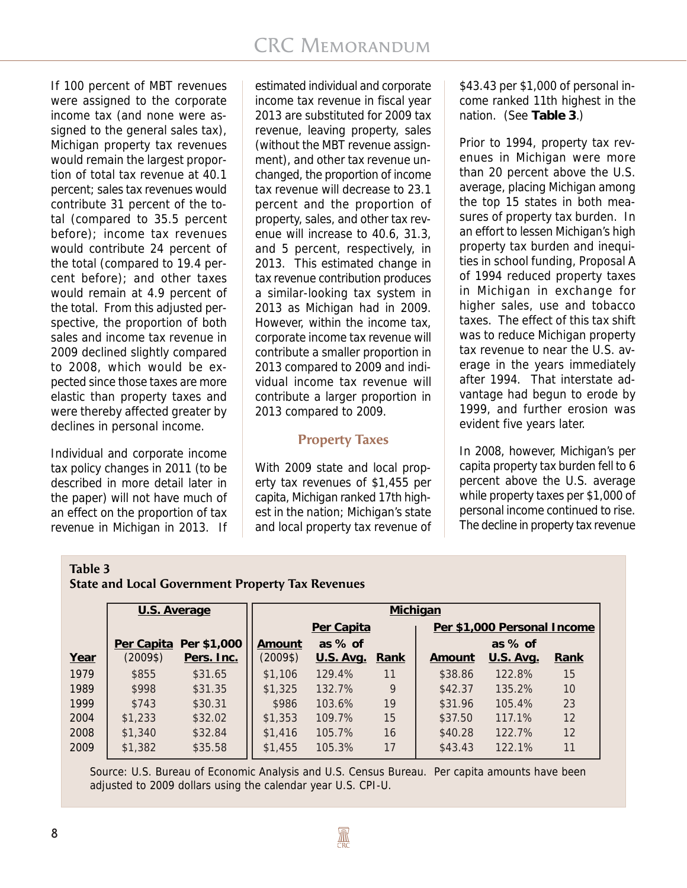If 100 percent of MBT revenues were assigned to the corporate income tax (and none were assigned to the general sales tax), Michigan property tax revenues would remain the largest proportion of total tax revenue at 40.1 percent; sales tax revenues would contribute 31 percent of the total (compared to 35.5 percent before); income tax revenues would contribute 24 percent of the total (compared to 19.4 percent before); and other taxes would remain at 4.9 percent of the total. From this adjusted perspective, the proportion of both sales and income tax revenue in 2009 declined slightly compared to 2008, which would be expected since those taxes are more elastic than property taxes and were thereby affected greater by declines in personal income.

Individual and corporate income tax policy changes in 2011 (to be described in more detail later in the paper) will not have much of an effect on the proportion of tax revenue in Michigan in 2013. If estimated individual and corporate income tax revenue in fiscal year 2013 are substituted for 2009 tax revenue, leaving property, sales (without the MBT revenue assignment), and other tax revenue unchanged, the proportion of income tax revenue will decrease to 23.1 percent and the proportion of property, sales, and other tax revenue will increase to 40.6, 31.3, and 5 percent, respectively, in 2013. This estimated change in tax revenue contribution produces a similar-looking tax system in 2013 as Michigan had in 2009. However, within the income tax, corporate income tax revenue will contribute a smaller proportion in 2013 compared to 2009 and individual income tax revenue will contribute a larger proportion in 2013 compared to 2009.

## Property Taxes

With 2009 state and local property tax revenues of $1,455 per capita, Michigan ranked 17th highest in the nation; Michigan's state and local property tax revenue of $43.43 per $1,000 of personal income ranked 11th highest in the nation. (See **Table 3**.)

Prior to 1994, property tax revenues in Michigan were more than 20 percent above the U.S. average, placing Michigan among the top 15 states in both measures of property tax burden. In an effort to lessen Michigan's high property tax burden and inequities in school funding, Proposal A of 1994 reduced property taxes in Michigan in exchange for higher sales, use and tobacco taxes. The effect of this tax shift was to reduce Michigan property tax revenue to near the U.S. average in the years immediately after 1994. That interstate advantage had begun to erode by 1999, and further erosion was evident five years later.

In 2008, however, Michigan's per capita property tax burden fell to 6 percent above the U.S. average while property taxes per $1,000 of personal income continued to rise. The decline in property tax revenue

**Table 3**
**State and Local Government Property Tax Revenues**

| | U.S. Average | | Michigan | | | | | |
|---|---|---|---|---|---|---|---|---|
| | | | Per Capita | | | Per $1,000 Personal Income | | |
| Year | Per Capita (2009$) | Per $1,000 Pers. Inc. | Amount (2009$) | as % of U.S. Avg. | Rank | Amount | as % of U.S. Avg. | Rank |
| 1979 | $855 | $31.65 | $1,106 | 129.4% | 11 | $38.86 | 122.8% | 15 |
| 1989 | $998 | $31.35 | $1,325 | 132.7% | 9 | $42.37 | 135.2% | 10 |
| 1999 | $743 | $30.31 | $986 | 103.6% | 19 | $31.96 | 105.4% | 23 |
| 2004 | $1,233 | $32.02 | $1,353 | 109.7% | 15 | $37.50 | 117.1% | 12 |
| 2008 | $1,340 | $32.84 | $1,416 | 105.7% | 16 | $40.28 | 122.7% | 12 |
| 2009 | $1,382 | $35.58 | $1,455 | 105.3% | 17 | $43.43 | 122.1% | 11 |

Source: U.S. Bureau of Economic Analysis and U.S. Census Bureau. Per capita amounts have been adjusted to 2009 dollars using the calendar year U.S. CPI-U.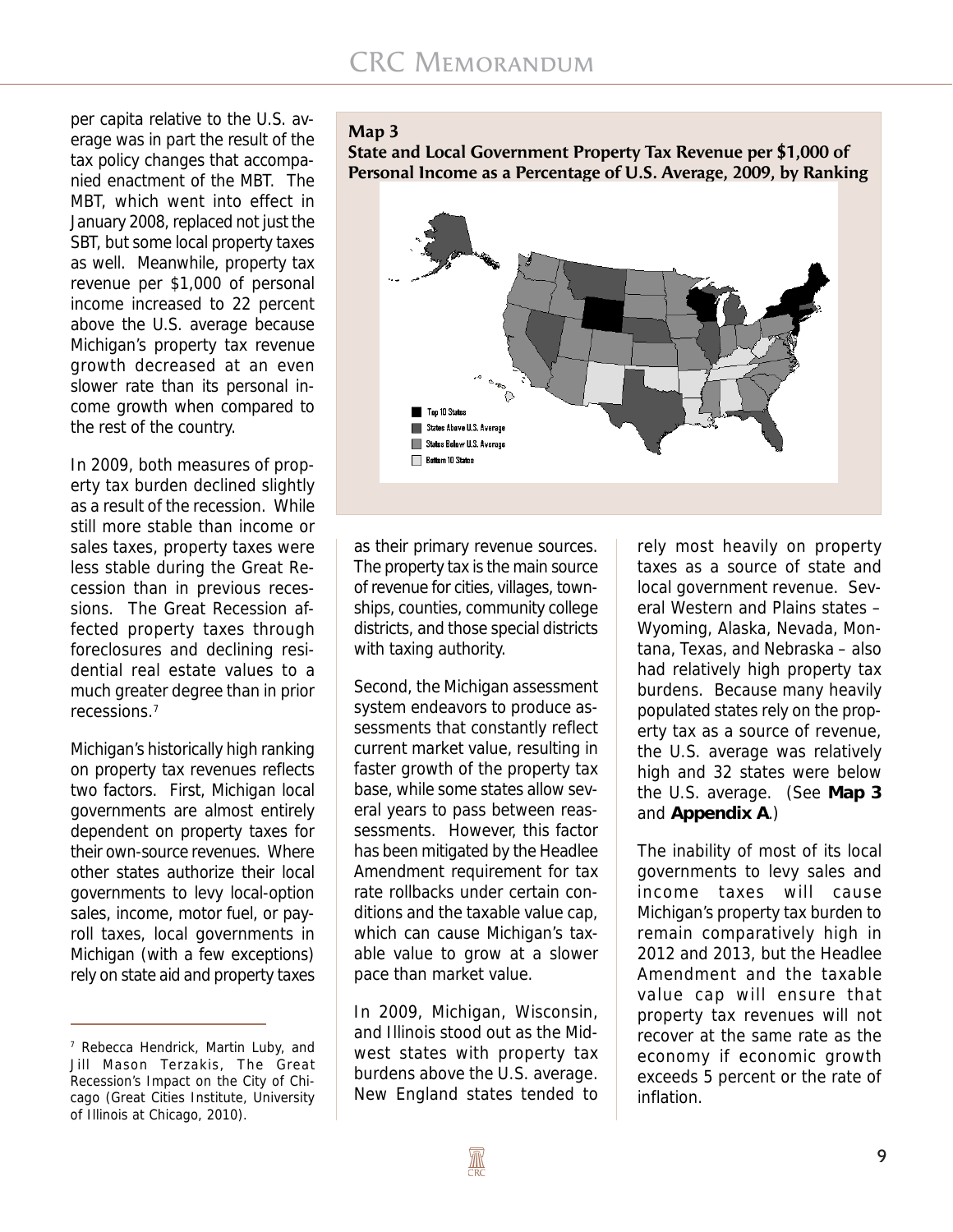per capita relative to the U.S. average was in part the result of the tax policy changes that accompanied enactment of the MBT. The MBT, which went into effect in January 2008, replaced not just the SBT, but some local property taxes as well. Meanwhile, property tax revenue per $1,000 of personal income increased to 22 percent above the U.S. average because Michigan's property tax revenue growth decreased at an even slower rate than its personal income growth when compared to the rest of the country.

In 2009, both measures of property tax burden declined slightly as a result of the recession. While still more stable than income or sales taxes, property taxes were less stable during the Great Recession than in previous recessions. The Great Recession affected property taxes through foreclosures and declining residential real estate values to a much greater degree than in prior recessions.[7]

Michigan's historically high ranking on property tax revenues reflects two factors. First, Michigan local governments are almost entirely dependent on property taxes for their own-source revenues. Where other states authorize their local governments to levy local-option sales, income, motor fuel, or payroll taxes, local governments in Michigan (with a few exceptions) rely on state aid and property taxes as their primary revenue sources. The property tax is the main source of revenue for cities, villages, townships, counties, community college districts, and those special districts with taxing authority.

**Map 3**
**State and Local Government Property Tax Revenue per $1,000 of Personal Income as a Percentage of U.S. Average, 2009, by Ranking**

- Top 10 States
- States Above U.S. Average
- States Below U.S. Average
- Bottom 10 States

Second, the Michigan assessment system endeavors to produce assessments that constantly reflect current market value, resulting in faster growth of the property tax base, while some states allow several years to pass between reassessments. However, this factor has been mitigated by the Headlee Amendment requirement for tax rate rollbacks under certain conditions and the taxable value cap, which can cause Michigan's taxable value to grow at a slower pace than market value.

In 2009, Michigan, Wisconsin, and Illinois stood out as the Midwest states with property tax burdens above the U.S. average. New England states tended to rely most heavily on property taxes as a source of state and local government revenue. Several Western and Plains states – Wyoming, Alaska, Nevada, Montana, Texas, and Nebraska – also had relatively high property tax burdens. Because many heavily populated states rely on the property tax as a source of revenue, the U.S. average was relatively high and 32 states were below the U.S. average. (See **Map 3** and **Appendix A**.)

The inability of most of its local governments to levy sales and income taxes will cause Michigan's property tax burden to remain comparatively high in 2012 and 2013, but the Headlee Amendment and the taxable value cap will ensure that property tax revenues will not recover at the same rate as the economy if economic growth exceeds 5 percent or the rate of inflation.

---

[7] Rebecca Hendrick, Martin Luby, and Jill Mason Terzakis, The Great Recession's Impact on the City of Chicago (Great Cities Institute, University of Illinois at Chicago, 2010).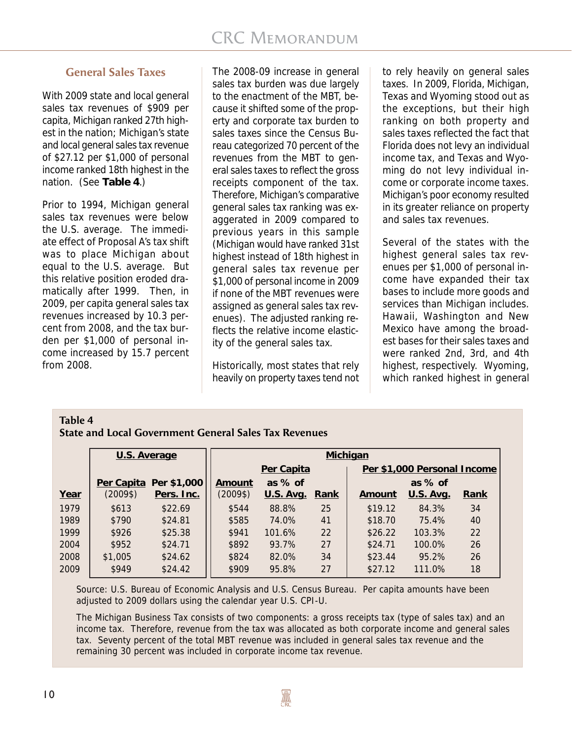## General Sales Taxes

With 2009 state and local general sales tax revenues of $909 per capita, Michigan ranked 27th highest in the nation; Michigan's state and local general sales tax revenue of $27.12 per $1,000 of personal income ranked 18th highest in the nation. (See **Table 4**.)

Prior to 1994, Michigan general sales tax revenues were below the U.S. average. The immediate effect of Proposal A's tax shift was to place Michigan about equal to the U.S. average. But this relative position eroded dramatically after 1999. Then, in 2009, per capita general sales tax revenues increased by 10.3 percent from 2008, and the tax burden per $1,000 of personal income increased by 15.7 percent from 2008.

The 2008-09 increase in general sales tax burden was due largely to the enactment of the MBT, because it shifted some of the property and corporate tax burden to sales taxes since the Census Bureau categorized 70 percent of the revenues from the MBT to general sales taxes to reflect the gross receipts component of the tax. Therefore, Michigan's comparative general sales tax ranking was exaggerated in 2009 compared to previous years in this sample (Michigan would have ranked 31st highest instead of 18th highest in general sales tax revenue per $1,000 of personal income in 2009 if none of the MBT revenues were assigned as general sales tax revenues). The adjusted ranking reflects the relative income elasticity of the general sales tax.

Historically, most states that rely heavily on property taxes tend not to rely heavily on general sales taxes. In 2009, Florida, Michigan, Texas and Wyoming stood out as the exceptions, but their high ranking on both property and sales taxes reflected the fact that Florida does not levy an individual income tax, and Texas and Wyoming do not levy individual income or corporate income taxes. Michigan's poor economy resulted in its greater reliance on property and sales tax revenues.

Several of the states with the highest general sales tax revenues per $1,000 of personal income have expanded their tax bases to include more goods and services than Michigan includes. Hawaii, Washington and New Mexico have among the broadest bases for their sales taxes and were ranked 2nd, 3rd, and 4th highest, respectively. Wyoming, which ranked highest in general

**Table 4**
**State and Local Government General Sales Tax Revenues**

| | U.S. Average | | Michigan | | | | | |
|---|---|---|---|---|---|---|---|---|
| | | | Per Capita | | | Per $1,000 Personal Income | | |
| Year | Per Capita (2009$) | Per $1,000 Pers. Inc. | Amount (2009$) | as % of U.S. Avg. | Rank | Amount | as % of U.S. Avg. | Rank |
| 1979 | $613 | $22.69 | $544 | 88.8% | 25 | $19.12 | 84.3% | 34 |
| 1989 | $790 | $24.81 | $585 | 74.0% | 41 | $18.70 | 75.4% | 40 |
| 1999 | $926 | $25.38 | $941 | 101.6% | 22 | $26.22 | 103.3% | 22 |
| 2004 | $952 | $24.71 | $892 | 93.7% | 27 | $24.71 | 100.0% | 26 |
| 2008 | $1,005 | $24.62 | $824 | 82.0% | 34 | $23.44 | 95.2% | 26 |
| 2009 | $949 | $24.42 | $909 | 95.8% | 27 | $27.12 | 111.0% | 18 |

Source: U.S. Bureau of Economic Analysis and U.S. Census Bureau. Per capita amounts have been adjusted to 2009 dollars using the calendar year U.S. CPI-U.

The Michigan Business Tax consists of two components: a gross receipts tax (type of sales tax) and an income tax. Therefore, revenue from the tax was allocated as both corporate income and general sales tax. Seventy percent of the total MBT revenue was included in general sales tax revenue and the remaining 30 percent was included in corporate income tax revenue.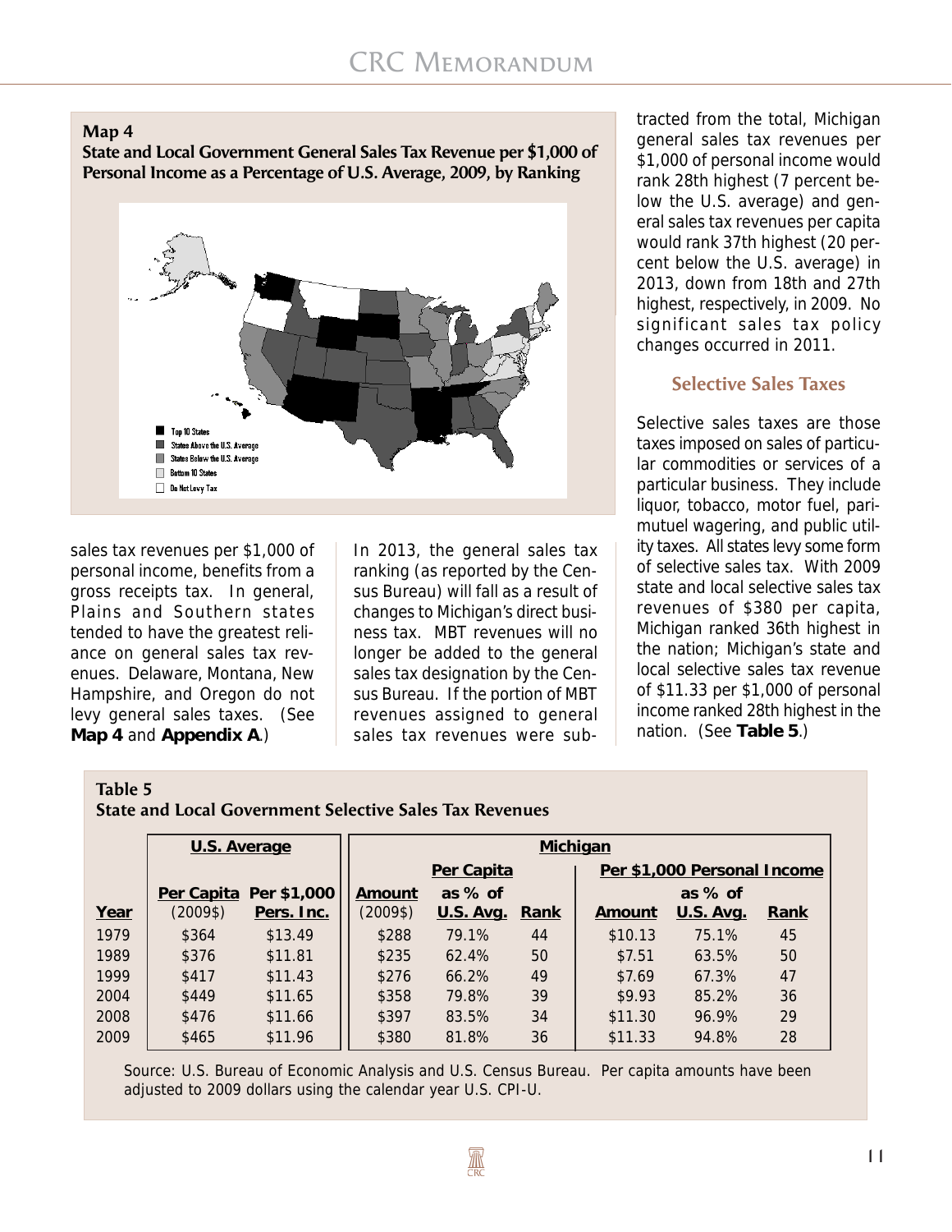**Map 4**
**State and Local Government General Sales Tax Revenue per $1,000 of Personal Income as a Percentage of U.S. Average, 2009, by Ranking**

Top 10 States
States Above the U.S. Average
States Below the U.S. Average
Bottom 10 States
Do Not Levy Tax

sales tax revenues per $1,000 of personal income, benefits from a gross receipts tax. In general, Plains and Southern states tended to have the greatest reliance on general sales tax revenues. Delaware, Montana, New Hampshire, and Oregon do not levy general sales taxes. (See **Map 4** and **Appendix A**.)

In 2013, the general sales tax ranking (as reported by the Census Bureau) will fall as a result of changes to Michigan's direct business tax. MBT revenues will no longer be added to the general sales tax designation by the Census Bureau. If the portion of MBT revenues assigned to general sales tax revenues were subtracted from the total, Michigan general sales tax revenues per $1,000 of personal income would rank 28th highest (7 percent below the U.S. average) and general sales tax revenues per capita would rank 37th highest (20 percent below the U.S. average) in 2013, down from 18th and 27th highest, respectively, in 2009. No significant sales tax policy changes occurred in 2011.

## Selective Sales Taxes

Selective sales taxes are those taxes imposed on sales of particular commodities or services of a particular business. They include liquor, tobacco, motor fuel, parimutuel wagering, and public utility taxes. All states levy some form of selective sales tax. With 2009 state and local selective sales tax revenues of $380 per capita, Michigan ranked 36th highest in the nation; Michigan's state and local selective sales tax revenue of $11.33 per $1,000 of personal income ranked 28th highest in the nation. (See **Table 5**.)

**Table 5**
**State and Local Government Selective Sales Tax Revenues**

| | U.S. Average | | Michigan | | | | | |
|---|---|---|---|---|---|---|---|---|
| | | | Per Capita | | | Per $1,000 Personal Income | | |
| Year | Per Capita (2009$) | Per $1,000 Pers. Inc. | Amount (2009$) | as % of U.S. Avg. | Rank | Amount | as % of U.S. Avg. | Rank |
| 1979 | $364 | $13.49 | $288 | 79.1% | 44 | $10.13 | 75.1% | 45 |
| 1989 | $376 | $11.81 | $235 | 62.4% | 50 | $7.51 | 63.5% | 50 |
| 1999 | $417 | $11.43 | $276 | 66.2% | 49 | $7.69 | 67.3% | 47 |
| 2004 | $449 | $11.65 | $358 | 79.8% | 39 | $9.93 | 85.2% | 36 |
| 2008 | $476 | $11.66 | $397 | 83.5% | 34 | $11.30 | 96.9% | 29 |
| 2009 | $465 | $11.96 | $380 | 81.8% | 36 | $11.33 | 94.8% | 28 |

Source: U.S. Bureau of Economic Analysis and U.S. Census Bureau. Per capita amounts have been adjusted to 2009 dollars using the calendar year U.S. CPI-U.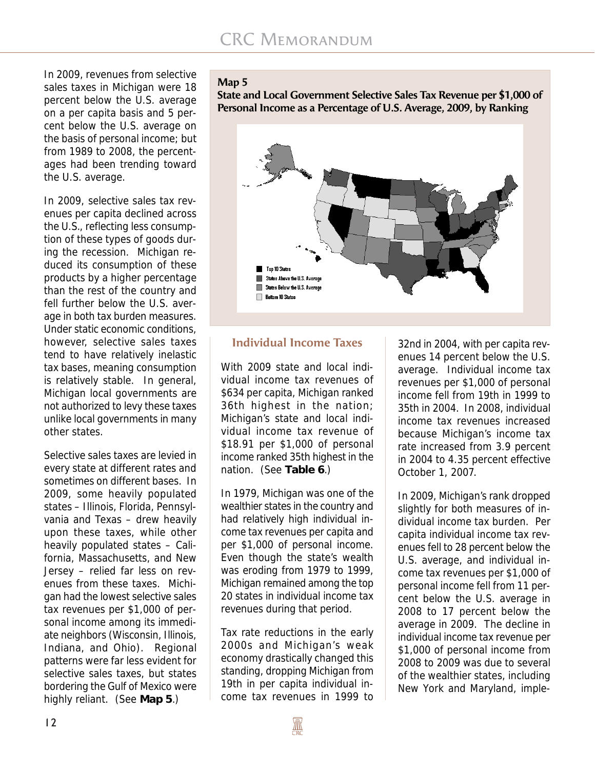In 2009, revenues from selective sales taxes in Michigan were 18 percent below the U.S. average on a per capita basis and 5 percent below the U.S. average on the basis of personal income; but from 1989 to 2008, the percentages had been trending toward the U.S. average.

In 2009, selective sales tax revenues per capita declined across the U.S., reflecting less consumption of these types of goods during the recession. Michigan reduced its consumption of these products by a higher percentage than the rest of the country and fell further below the U.S. average in both tax burden measures. Under static economic conditions, however, selective sales taxes tend to have relatively inelastic tax bases, meaning consumption is relatively stable. In general, Michigan local governments are not authorized to levy these taxes unlike local governments in many other states.

Selective sales taxes are levied in every state at different rates and sometimes on different bases. In 2009, some heavily populated states – Illinois, Florida, Pennsylvania and Texas – drew heavily upon these taxes, while other heavily populated states – California, Massachusetts, and New Jersey – relied far less on revenues from these taxes. Michigan had the lowest selective sales tax revenues per $1,000 of personal income among its immediate neighbors (Wisconsin, Illinois, Indiana, and Ohio). Regional patterns were far less evident for selective sales taxes, but states bordering the Gulf of Mexico were highly reliant. (See **Map 5**.)

**Map 5**
**State and Local Government Selective Sales Tax Revenue per $1,000 of Personal Income as a Percentage of U.S. Average, 2009, by Ranking**

- Top 10 States
- States Above the U.S. Average
- States Below the U.S. Average
- Bottom 10 States

## Individual Income Taxes

With 2009 state and local individual income tax revenues of $634 per capita, Michigan ranked 36th highest in the nation; Michigan's state and local individual income tax revenue of $18.91 per $1,000 of personal income ranked 35th highest in the nation. (See **Table 6**.)

In 1979, Michigan was one of the wealthier states in the country and had relatively high individual income tax revenues per capita and per $1,000 of personal income. Even though the state's wealth was eroding from 1979 to 1999, Michigan remained among the top 20 states in individual income tax revenues during that period.

Tax rate reductions in the early 2000s and Michigan's weak economy drastically changed this standing, dropping Michigan from 19th in per capita individual income tax revenues in 1999 to 32nd in 2004, with per capita revenues 14 percent below the U.S. average. Individual income tax revenues per $1,000 of personal income fell from 19th in 1999 to 35th in 2004. In 2008, individual income tax revenues increased because Michigan's income tax rate increased from 3.9 percent in 2004 to 4.35 percent effective October 1, 2007.

In 2009, Michigan's rank dropped slightly for both measures of individual income tax burden. Per capita individual income tax revenues fell to 28 percent below the U.S. average, and individual income tax revenues per $1,000 of personal income fell from 11 percent below the U.S. average in 2008 to 17 percent below the average in 2009. The decline in individual income tax revenue per $1,000 of personal income from 2008 to 2009 was due to several of the wealthier states, including New York and Maryland, imple-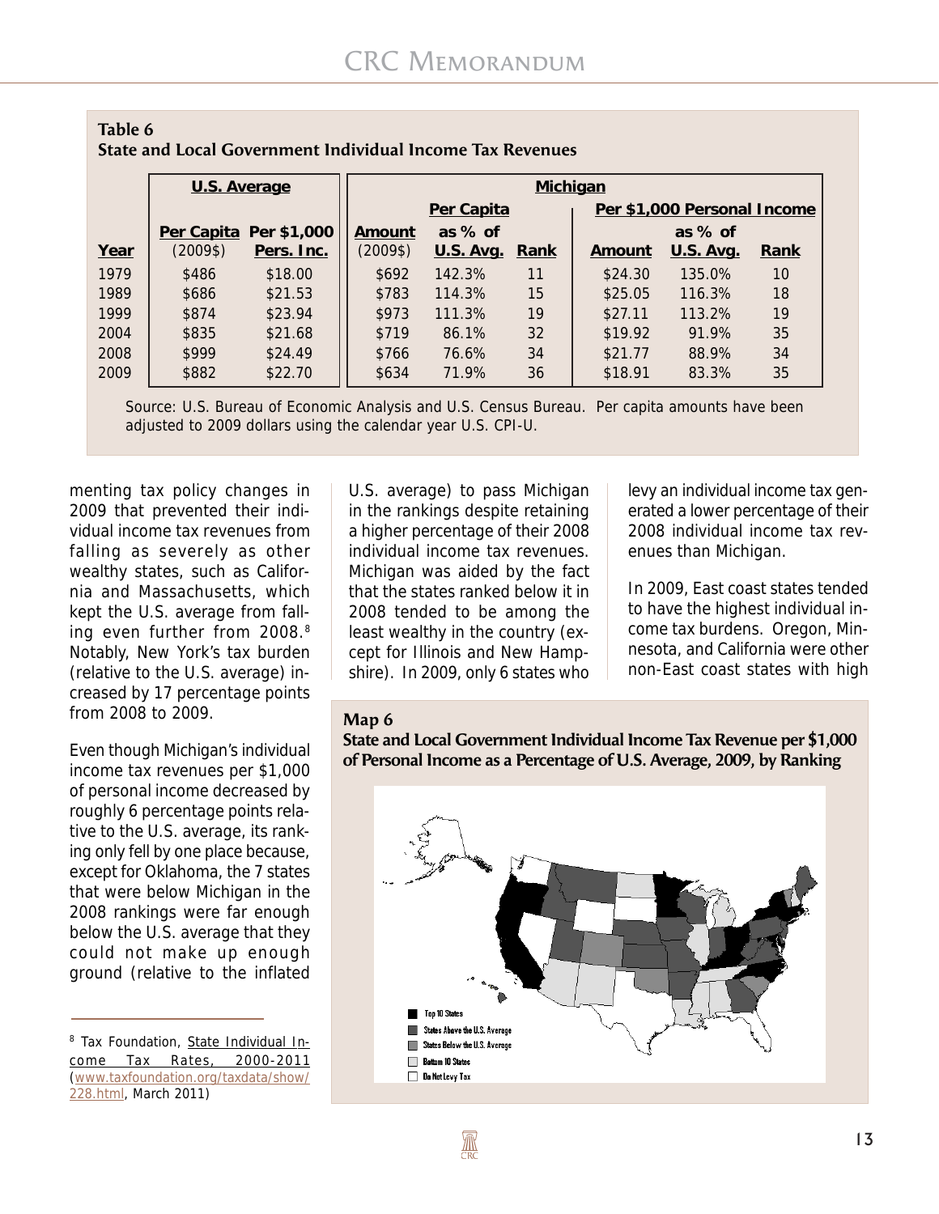**Table 6**
**State and Local Government Individual Income Tax Revenues**

| | U.S. Average | | Michigan | | | | | |
|---|---|---|---|---|---|---|---|---|
| | | | Per Capita | | | Per $1,000 Personal Income | | |
| Year | Per Capita (2009$) | Per $1,000 Pers. Inc. | Amount (2009$) | as % of U.S. Avg. | Rank | Amount | as % of U.S. Avg. | Rank |
| 1979 | $486 | $18.00 | $692 | 142.3% | 11 | $24.30 | 135.0% | 10 |
| 1989 | $686 | $21.53 | $783 | 114.3% | 15 | $25.05 | 116.3% | 18 |
| 1999 | $874 | $23.94 | $973 | 111.3% | 19 | $27.11 | 113.2% | 19 |
| 2004 | $835 | $21.68 | $719 | 86.1% | 32 | $19.92 | 91.9% | 35 |
| 2008 | $999 | $24.49 | $766 | 76.6% | 34 | $21.77 | 88.9% | 34 |
| 2009 | $882 | $22.70 | $634 | 71.9% | 36 | $18.91 | 83.3% | 35 |

Source: U.S. Bureau of Economic Analysis and U.S. Census Bureau. Per capita amounts have been adjusted to 2009 dollars using the calendar year U.S. CPI-U.

menting tax policy changes in 2009 that prevented their individual income tax revenues from falling as severely as other wealthy states, such as California and Massachusetts, which kept the U.S. average from falling even further from 2008.[8] Notably, New York's tax burden (relative to the U.S. average) increased by 17 percentage points from 2008 to 2009.

Even though Michigan's individual income tax revenues per $1,000 of personal income decreased by roughly 6 percentage points relative to the U.S. average, its ranking only fell by one place because, except for Oklahoma, the 7 states that were below Michigan in the 2008 rankings were far enough below the U.S. average that they could not make up enough ground (relative to the inflated U.S. average) to pass Michigan in the rankings despite retaining a higher percentage of their 2008 individual income tax revenues. Michigan was aided by the fact that the states ranked below it in 2008 tended to be among the least wealthy in the country (except for Illinois and New Hampshire). In 2009, only 6 states who levy an individual income tax generated a lower percentage of their 2008 individual income tax revenues than Michigan.

In 2009, East coast states tended to have the highest individual income tax burdens. Oregon, Minnesota, and California were other non-East coast states with high

**Map 6**
**State and Local Government Individual Income Tax Revenue per $1,000 of Personal Income as a Percentage of U.S. Average, 2009, by Ranking**

- Top 10 States
- States Above the U.S. Average
- States Below the U.S. Average
- Bottom 10 States
- Do Not Levy Tax

[8] Tax Foundation, State Individual Income Tax Rates, 2000-2011 (www.taxfoundation.org/taxdata/show/228.html, March 2011)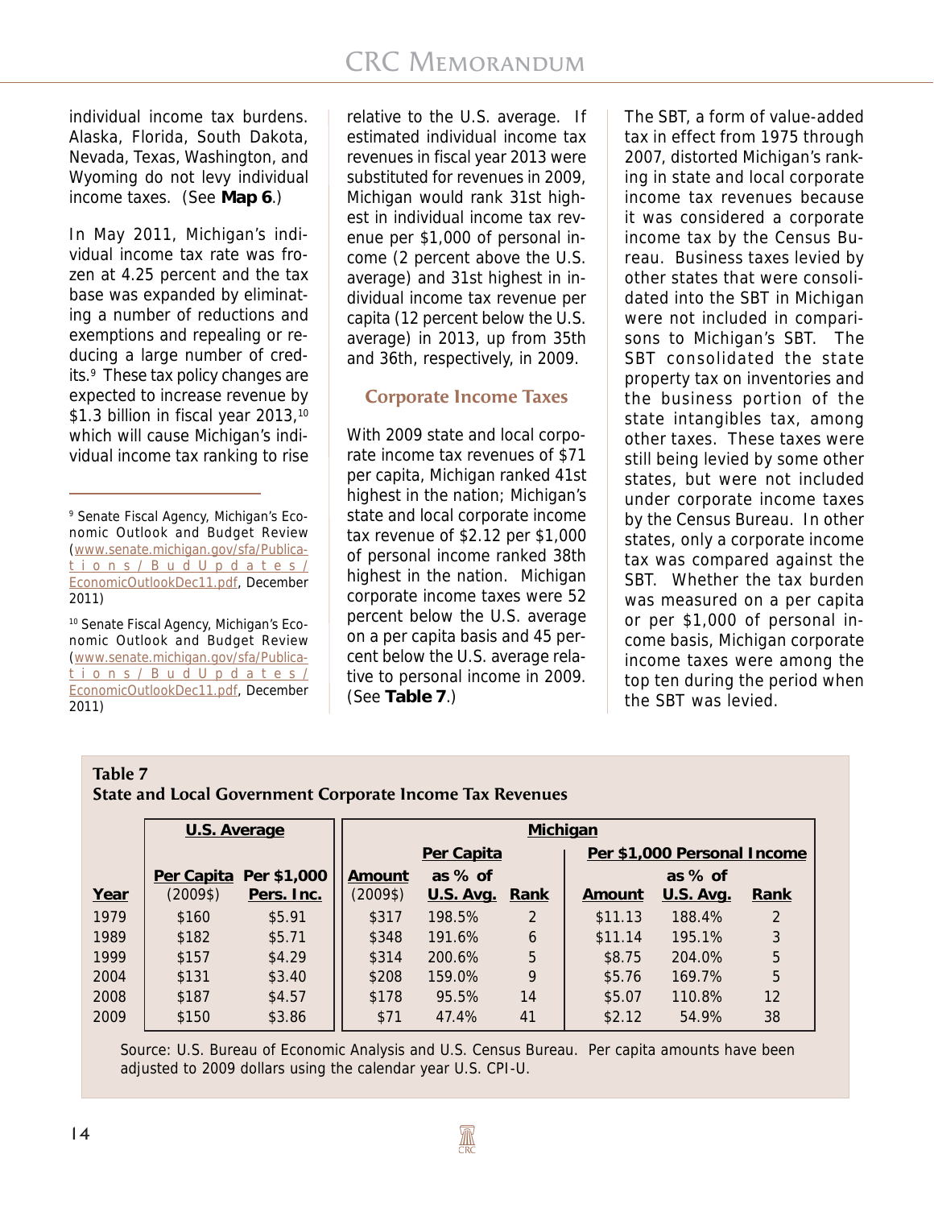individual income tax burdens. Alaska, Florida, South Dakota, Nevada, Texas, Washington, and Wyoming do not levy individual income taxes. (See **Map 6**.)

In May 2011, Michigan's individual income tax rate was frozen at 4.25 percent and the tax base was expanded by eliminating a number of reductions and exemptions and repealing or reducing a large number of credits.[9] These tax policy changes are expected to increase revenue by $1.3 billion in fiscal year 2013,[10] which will cause Michigan's individual income tax ranking to rise relative to the U.S. average. If estimated individual income tax revenues in fiscal year 2013 were substituted for revenues in 2009, Michigan would rank 31st highest in individual income tax revenue per $1,000 of personal income (2 percent above the U.S. average) and 31st highest in individual income tax revenue per capita (12 percent below the U.S. average) in 2013, up from 35th and 36th, respectively, in 2009.

## Corporate Income Taxes

With 2009 state and local corporate income tax revenues of $71 per capita, Michigan ranked 41st highest in the nation; Michigan's state and local corporate income tax revenue of $2.12 per $1,000 of personal income ranked 38th highest in the nation. Michigan corporate income taxes were 52 percent below the U.S. average on a per capita basis and 45 percent below the U.S. average relative to personal income in 2009. (See **Table 7**.)

The SBT, a form of value-added tax in effect from 1975 through 2007, distorted Michigan's ranking in state and local corporate income tax revenues because it was considered a corporate income tax by the Census Bureau. Business taxes levied by other states that were consolidated into the SBT in Michigan were not included in comparisons to Michigan's SBT. The SBT consolidated the state property tax on inventories and the business portion of the state intangibles tax, among other taxes. These taxes were still being levied by some other states, but were not included under corporate income taxes by the Census Bureau. In other states, only a corporate income tax was compared against the SBT. Whether the tax burden was measured on a per capita or per $1,000 of personal income basis, Michigan corporate income taxes were among the top ten during the period when the SBT was levied.

[9] Senate Fiscal Agency, Michigan's Economic Outlook and Budget Review (www.senate.michigan.gov/sfa/Publications/BudUpdates/EconomicOutlookDec11.pdf, December 2011)

[10] Senate Fiscal Agency, Michigan's Economic Outlook and Budget Review (www.senate.michigan.gov/sfa/Publications/BudUpdates/EconomicOutlookDec11.pdf, December 2011)

**Table 7**
**State and Local Government Corporate Income Tax Revenues**

| | U.S. Average | | Michigan | | | | | |
|---|---|---|---|---|---|---|---|---|
| | | | Per Capita | | | Per $1,000 Personal Income | | |
| Year | Per Capita (2009$) | Per $1,000 Pers. Inc. | Amount (2009$) | as % of U.S. Avg. | Rank | Amount | as % of U.S. Avg. | Rank |
| 1979 | $160 | $5.91 | $317 | 198.5% | 2 | $11.13 | 188.4% | 2 |
| 1989 | $182 | $5.71 | $348 | 191.6% | 6 | $11.14 | 195.1% | 3 |
| 1999 | $157 | $4.29 | $314 | 200.6% | 5 | $8.75 | 204.0% | 5 |
| 2004 | $131 | $3.40 | $208 | 159.0% | 9 | $5.76 | 169.7% | 5 |
| 2008 | $187 | $4.57 | $178 | 95.5% | 14 | $5.07 | 110.8% | 12 |
| 2009 | $150 | $3.86 | $71 | 47.4% | 41 | $2.12 | 54.9% | 38 |

Source: U.S. Bureau of Economic Analysis and U.S. Census Bureau. Per capita amounts have been adjusted to 2009 dollars using the calendar year U.S. CPI-U.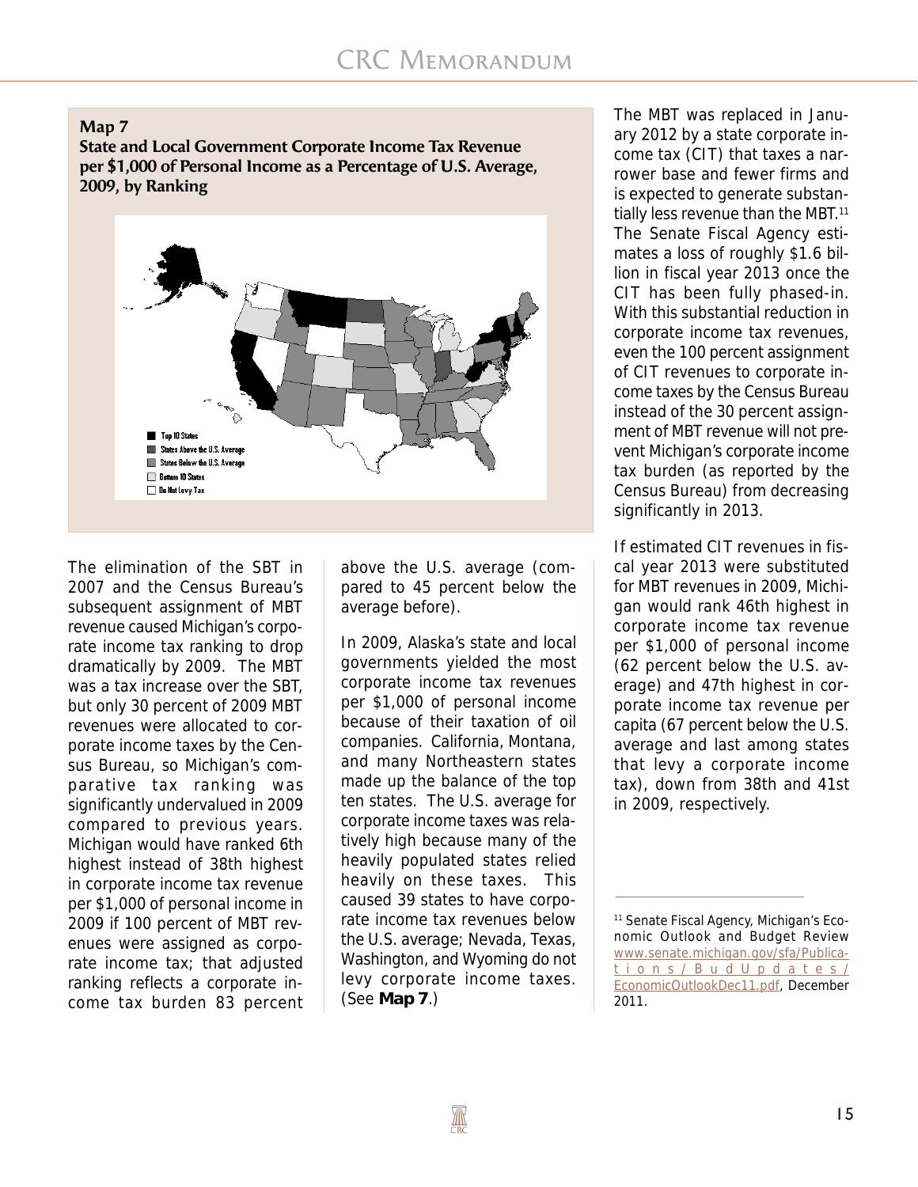**Map 7**
**State and Local Government Corporate Income Tax Revenue per $1,000 of Personal Income as a Percentage of U.S. Average, 2009, by Ranking**

- Top 10 States
- States Above the U.S. Average
- States Below the U.S. Average
- Bottom 10 States
- Do Not Levy Tax

The elimination of the SBT in 2007 and the Census Bureau's subsequent assignment of MBT revenue caused Michigan's corporate income tax ranking to drop dramatically by 2009. The MBT was a tax increase over the SBT, but only 30 percent of 2009 MBT revenues were allocated to corporate income taxes by the Census Bureau, so Michigan's comparative tax ranking was significantly undervalued in 2009 compared to previous years. Michigan would have ranked 6th highest instead of 38th highest in corporate income tax revenue per $1,000 of personal income in 2009 if 100 percent of MBT revenues were assigned as corporate income tax; that adjusted ranking reflects a corporate income tax burden 83 percent above the U.S. average (compared to 45 percent below the average before).

In 2009, Alaska's state and local governments yielded the most corporate income tax revenues per $1,000 of personal income because of their taxation of oil companies. California, Montana, and many Northeastern states made up the balance of the top ten states. The U.S. average for corporate income taxes was relatively high because many of the heavily populated states relied heavily on these taxes. This caused 39 states to have corporate income tax revenues below the U.S. average; Nevada, Texas, Washington, and Wyoming do not levy corporate income taxes. (See **Map 7**.)

The MBT was replaced in January 2012 by a state corporate income tax (CIT) that taxes a narrower base and fewer firms and is expected to generate substantially less revenue than the MBT.[11] The Senate Fiscal Agency estimates a loss of roughly $1.6 billion in fiscal year 2013 once the CIT has been fully phased-in. With this substantial reduction in corporate income tax revenues, even the 100 percent assignment of CIT revenues to corporate income taxes by the Census Bureau instead of the 30 percent assignment of MBT revenue will not prevent Michigan's corporate income tax burden (as reported by the Census Bureau) from decreasing significantly in 2013.

If estimated CIT revenues in fiscal year 2013 were substituted for MBT revenues in 2009, Michigan would rank 46th highest in corporate income tax revenue per $1,000 of personal income (62 percent below the U.S. average) and 47th highest in corporate income tax revenue per capita (67 percent below the U.S. average and last among states that levy a corporate income tax), down from 38th and 41st in 2009, respectively.

---

[11] Senate Fiscal Agency, Michigan's Economic Outlook and Budget Review www.senate.michigan.gov/sfa/Publications/BudUpdates/EconomicOutlookDec11.pdf, December 2011.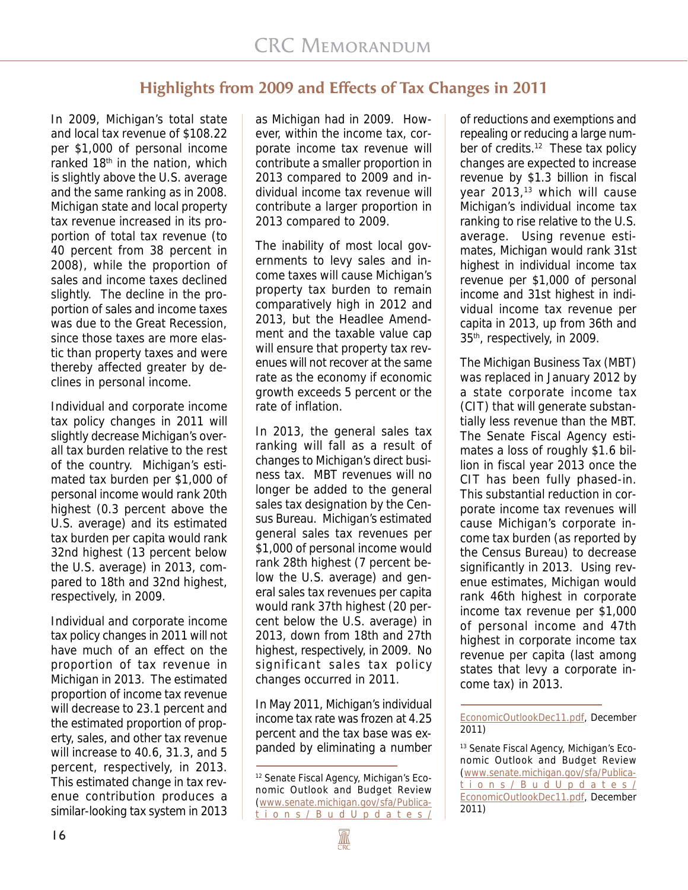## Highlights from 2009 and Effects of Tax Changes in 2011

In 2009, Michigan's total state and local tax revenue of $108.22 per $1,000 of personal income ranked 18th in the nation, which is slightly above the U.S. average and the same ranking as in 2008. Michigan state and local property tax revenue increased in its proportion of total tax revenue (to 40 percent from 38 percent in 2008), while the proportion of sales and income taxes declined slightly. The decline in the proportion of sales and income taxes was due to the Great Recession, since those taxes are more elastic than property taxes and were thereby affected greater by declines in personal income.

Individual and corporate income tax policy changes in 2011 will slightly decrease Michigan's overall tax burden relative to the rest of the country. Michigan's estimated tax burden per $1,000 of personal income would rank 20th highest (0.3 percent above the U.S. average) and its estimated tax burden per capita would rank 32nd highest (13 percent below the U.S. average) in 2013, compared to 18th and 32nd highest, respectively, in 2009.

Individual and corporate income tax policy changes in 2011 will not have much of an effect on the proportion of tax revenue in Michigan in 2013. The estimated proportion of income tax revenue will decrease to 23.1 percent and the estimated proportion of property, sales, and other tax revenue will increase to 40.6, 31.3, and 5 percent, respectively, in 2013. This estimated change in tax revenue contribution produces a similar-looking tax system in 2013 as Michigan had in 2009. However, within the income tax, corporate income tax revenue will contribute a smaller proportion in 2013 compared to 2009 and individual income tax revenue will contribute a larger proportion in 2013 compared to 2009.

The inability of most local governments to levy sales and income taxes will cause Michigan's property tax burden to remain comparatively high in 2012 and 2013, but the Headlee Amendment and the taxable value cap will ensure that property tax revenues will not recover at the same rate as the economy if economic growth exceeds 5 percent or the rate of inflation.

In 2013, the general sales tax ranking will fall as a result of changes to Michigan's direct business tax. MBT revenues will no longer be added to the general sales tax designation by the Census Bureau. Michigan's estimated general sales tax revenues per $1,000 of personal income would rank 28th highest (7 percent below the U.S. average) and general sales tax revenues per capita would rank 37th highest (20 percent below the U.S. average) in 2013, down from 18th and 27th highest, respectively, in 2009. No significant sales tax policy changes occurred in 2011.

In May 2011, Michigan's individual income tax rate was frozen at 4.25 percent and the tax base was expanded by eliminating a number of reductions and exemptions and repealing or reducing a large number of credits.[12] These tax policy changes are expected to increase revenue by $1.3 billion in fiscal year 2013,[13] which will cause Michigan's individual income tax ranking to rise relative to the U.S. average. Using revenue estimates, Michigan would rank 31st highest in individual income tax revenue per $1,000 of personal income and 31st highest in individual income tax revenue per capita in 2013, up from 36th and 35th, respectively, in 2009.

The Michigan Business Tax (MBT) was replaced in January 2012 by a state corporate income tax (CIT) that will generate substantially less revenue than the MBT. The Senate Fiscal Agency estimates a loss of roughly $1.6 billion in fiscal year 2013 once the CIT has been fully phased-in. This substantial reduction in corporate income tax revenues will cause Michigan's corporate income tax burden (as reported by the Census Bureau) to decrease significantly in 2013. Using revenue estimates, Michigan would rank 46th highest in corporate income tax revenue per $1,000 of personal income and 47th highest in corporate income tax revenue per capita (last among states that levy a corporate income tax) in 2013.

---

[12] Senate Fiscal Agency, Michigan's Economic Outlook and Budget Review (www.senate.michigan.gov/sfa/Publications/BudUpdates/EconomicOutlookDec11.pdf, December 2011)

[13] Senate Fiscal Agency, Michigan's Economic Outlook and Budget Review (www.senate.michigan.gov/sfa/Publications/BudUpdates/EconomicOutlookDec11.pdf, December 2011)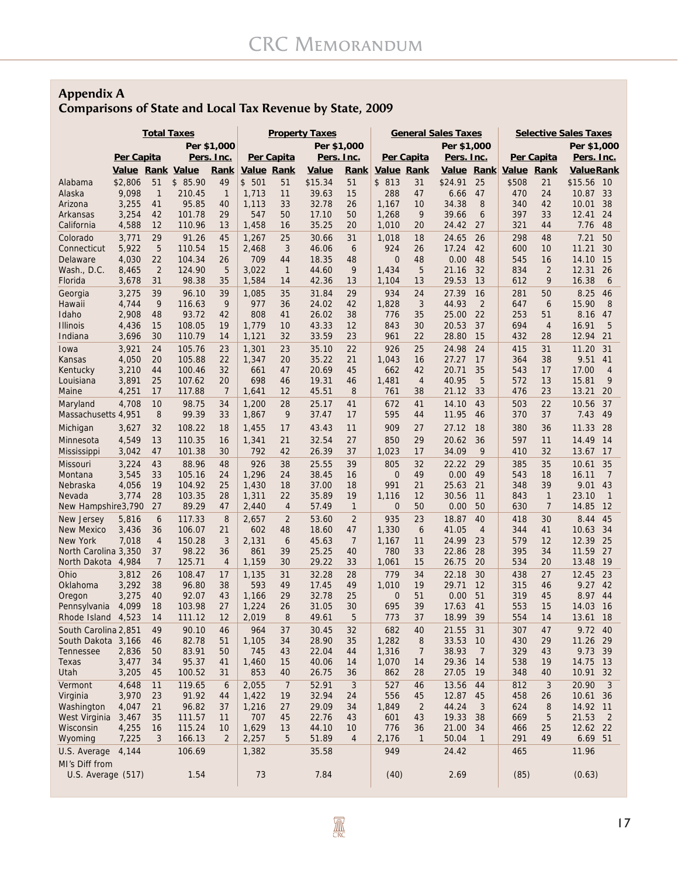## Appendix A
## Comparisons of State and Local Tax Revenue by State, 2009

| | Total Taxes | | | | Property Taxes | | | | General Sales Taxes | | | | Selective Sales Taxes | | | |
|---|---|---|---|---|---|---|---|---|---|---|---|---|---|---|---|---|
| | Per Capita | | Per $1,000 Pers. Inc. | | Per Capita | | Per $1,000 Pers. Inc. | | Per Capita | | Per $1,000 Pers. Inc. | | Per Capita | | Per $1,000 Pers. Inc. | |
| | Value | Rank | Value | Rank | Value | Rank | Value | Rank | Value | Rank | Value | Rank | Value | Rank | Value | Rank |
| Alabama | $2,806 | 51 | $ 85.90 | 49 | $ 501 | 51 | $15.34 | 51 | $ 813 | 31 | $24.91 | 25 | $508 | 21 | $15.56 | 10 |
| Alaska | 9,098 | 1 | 210.45 | 1 | 1,713 | 11 | 39.63 | 15 | 288 | 47 | 6.66 | 47 | 470 | 24 | 10.87 | 33 |
| Arizona | 3,255 | 41 | 95.85 | 40 | 1,113 | 33 | 32.78 | 26 | 1,167 | 10 | 34.38 | 8 | 340 | 42 | 10.01 | 38 |
| Arkansas | 3,254 | 42 | 101.78 | 29 | 547 | 50 | 17.10 | 50 | 1,268 | 9 | 39.66 | 6 | 397 | 33 | 12.41 | 24 |
| California | 4,588 | 12 | 110.96 | 13 | 1,458 | 16 | 35.25 | 20 | 1,010 | 20 | 24.42 | 27 | 321 | 44 | 7.76 | 48 |
| Colorado | 3,771 | 29 | 91.26 | 45 | 1,267 | 25 | 30.66 | 31 | 1,018 | 18 | 24.65 | 26 | 298 | 48 | 7.21 | 50 |
| Connecticut | 5,922 | 5 | 110.54 | 15 | 2,468 | 3 | 46.06 | 6 | 924 | 26 | 17.24 | 42 | 600 | 10 | 11.21 | 30 |
| Delaware | 4,030 | 22 | 104.34 | 26 | 709 | 44 | 18.35 | 48 | 0 | 48 | 0.00 | 48 | 545 | 16 | 14.10 | 15 |
| Wash., D.C. | 8,465 | 2 | 124.90 | 5 | 3,022 | 1 | 44.60 | 9 | 1,434 | 5 | 21.16 | 32 | 834 | 2 | 12.31 | 26 |
| Florida | 3,678 | 31 | 98.38 | 35 | 1,584 | 14 | 42.36 | 13 | 1,104 | 13 | 29.53 | 13 | 612 | 9 | 16.38 | 6 |
| Georgia | 3,275 | 39 | 96.10 | 39 | 1,085 | 35 | 31.84 | 29 | 934 | 24 | 27.39 | 16 | 281 | 50 | 8.25 | 46 |
| Hawaii | 4,744 | 9 | 116.63 | 9 | 977 | 36 | 24.02 | 42 | 1,828 | 3 | 44.93 | 2 | 647 | 6 | 15.90 | 8 |
| Idaho | 2,908 | 48 | 93.72 | 42 | 808 | 41 | 26.02 | 38 | 776 | 35 | 25.00 | 22 | 253 | 51 | 8.16 | 47 |
| Illinois | 4,436 | 15 | 108.05 | 19 | 1,779 | 10 | 43.33 | 12 | 843 | 30 | 20.53 | 37 | 694 | 4 | 16.91 | 5 |
| Indiana | 3,696 | 30 | 110.79 | 14 | 1,121 | 32 | 33.59 | 23 | 961 | 22 | 28.80 | 15 | 432 | 28 | 12.94 | 21 |
| Iowa | 3,921 | 24 | 105.76 | 23 | 1,301 | 23 | 35.10 | 22 | 926 | 25 | 24.98 | 24 | 415 | 31 | 11.20 | 31 |
| Kansas | 4,050 | 20 | 105.88 | 22 | 1,347 | 20 | 35.22 | 21 | 1,043 | 16 | 27.27 | 17 | 364 | 38 | 9.51 | 41 |
| Kentucky | 3,210 | 44 | 100.46 | 32 | 661 | 47 | 20.69 | 45 | 662 | 42 | 20.71 | 35 | 543 | 17 | 17.00 | 4 |
| Louisiana | 3,891 | 25 | 107.62 | 20 | 698 | 46 | 19.31 | 46 | 1,481 | 4 | 40.95 | 5 | 572 | 13 | 15.81 | 9 |
| Maine | 4,251 | 17 | 117.88 | 7 | 1,641 | 12 | 45.51 | 8 | 761 | 38 | 21.12 | 33 | 476 | 23 | 13.21 | 20 |
| Maryland | 4,708 | 10 | 98.75 | 34 | 1,200 | 28 | 25.17 | 41 | 672 | 41 | 14.10 | 43 | 503 | 22 | 10.56 | 37 |
| Massachusetts | 4,951 | 8 | 99.39 | 33 | 1,867 | 9 | 37.47 | 17 | 595 | 44 | 11.95 | 46 | 370 | 37 | 7.43 | 49 |
| Michigan | 3,627 | 32 | 108.22 | 18 | 1,455 | 17 | 43.43 | 11 | 909 | 27 | 27.12 | 18 | 380 | 36 | 11.33 | 28 |
| Minnesota | 4,549 | 13 | 110.35 | 16 | 1,341 | 21 | 32.54 | 27 | 850 | 29 | 20.62 | 36 | 597 | 11 | 14.49 | 14 |
| Mississippi | 3,042 | 47 | 101.38 | 30 | 792 | 42 | 26.39 | 37 | 1,023 | 17 | 34.09 | 9 | 410 | 32 | 13.67 | 17 |
| Missouri | 3,224 | 43 | 88.96 | 48 | 926 | 38 | 25.55 | 39 | 805 | 32 | 22.22 | 29 | 385 | 35 | 10.61 | 35 |
| Montana | 3,545 | 33 | 105.16 | 24 | 1,296 | 24 | 38.45 | 16 | 0 | 49 | 0.00 | 49 | 543 | 18 | 16.11 | 7 |
| Nebraska | 4,056 | 19 | 104.92 | 25 | 1,430 | 18 | 37.00 | 18 | 991 | 21 | 25.63 | 21 | 348 | 39 | 9.01 | 43 |
| Nevada | 3,774 | 28 | 103.35 | 28 | 1,311 | 22 | 35.89 | 19 | 1,116 | 12 | 30.56 | 11 | 843 | 1 | 23.10 | 1 |
| New Hampshire | 3,790 | 27 | 89.29 | 47 | 2,440 | 4 | 57.49 | 1 | 0 | 50 | 0.00 | 50 | 630 | 7 | 14.85 | 12 |
| New Jersey | 5,816 | 6 | 117.33 | 8 | 2,657 | 2 | 53.60 | 2 | 935 | 23 | 18.87 | 40 | 418 | 30 | 8.44 | 45 |
| New Mexico | 3,436 | 36 | 106.07 | 21 | 602 | 48 | 18.60 | 47 | 1,330 | 6 | 41.05 | 4 | 344 | 41 | 10.63 | 34 |
| New York | 7,018 | 4 | 150.28 | 3 | 2,131 | 6 | 45.63 | 7 | 1,167 | 11 | 24.99 | 23 | 579 | 12 | 12.39 | 25 |
| North Carolina | 3,350 | 37 | 98.22 | 36 | 861 | 39 | 25.25 | 40 | 780 | 33 | 22.86 | 28 | 395 | 34 | 11.59 | 27 |
| North Dakota | 4,984 | 7 | 125.71 | 4 | 1,159 | 30 | 29.22 | 33 | 1,061 | 15 | 26.75 | 20 | 534 | 20 | 13.48 | 19 |
| Ohio | 3,812 | 26 | 108.47 | 17 | 1,135 | 31 | 32.28 | 28 | 779 | 34 | 22.18 | 30 | 438 | 27 | 12.45 | 23 |
| Oklahoma | 3,292 | 38 | 96.80 | 38 | 593 | 49 | 17.45 | 49 | 1,010 | 19 | 29.71 | 12 | 315 | 46 | 9.27 | 42 |
| Oregon | 3,275 | 40 | 92.07 | 43 | 1,166 | 29 | 32.78 | 25 | 0 | 51 | 0.00 | 51 | 319 | 45 | 8.97 | 44 |
| Pennsylvania | 4,099 | 18 | 103.98 | 27 | 1,224 | 26 | 31.05 | 30 | 695 | 39 | 17.63 | 41 | 553 | 15 | 14.03 | 16 |
| Rhode Island | 4,523 | 14 | 111.12 | 12 | 2,019 | 8 | 49.61 | 5 | 773 | 37 | 18.99 | 39 | 554 | 14 | 13.61 | 18 |
| South Carolina | 2,851 | 49 | 90.10 | 46 | 964 | 37 | 30.45 | 32 | 682 | 40 | 21.55 | 31 | 307 | 47 | 9.72 | 40 |
| South Dakota | 3,166 | 46 | 82.78 | 51 | 1,105 | 34 | 28.90 | 35 | 1,282 | 8 | 33.53 | 10 | 430 | 29 | 11.26 | 29 |
| Tennessee | 2,836 | 50 | 83.91 | 50 | 745 | 43 | 22.04 | 44 | 1,316 | 7 | 38.93 | 7 | 329 | 43 | 9.73 | 39 |
| Texas | 3,477 | 34 | 95.37 | 41 | 1,460 | 15 | 40.06 | 14 | 1,070 | 14 | 29.36 | 14 | 538 | 19 | 14.75 | 13 |
| Utah | 3,205 | 45 | 100.52 | 31 | 853 | 40 | 26.75 | 36 | 862 | 28 | 27.05 | 19 | 348 | 40 | 10.91 | 32 |
| Vermont | 4,648 | 11 | 119.65 | 6 | 2,055 | 7 | 52.91 | 3 | 527 | 46 | 13.56 | 44 | 812 | 3 | 20.90 | 3 |
| Virginia | 3,970 | 23 | 91.92 | 44 | 1,422 | 19 | 32.94 | 24 | 556 | 45 | 12.87 | 45 | 458 | 26 | 10.61 | 36 |
| Washington | 4,047 | 21 | 96.82 | 37 | 1,216 | 27 | 29.09 | 34 | 1,849 | 2 | 44.24 | 3 | 624 | 8 | 14.92 | 11 |
| West Virginia | 3,467 | 35 | 111.57 | 11 | 707 | 45 | 22.76 | 43 | 601 | 43 | 19.33 | 38 | 669 | 5 | 21.53 | 2 |
| Wisconsin | 4,255 | 16 | 115.24 | 10 | 1,629 | 13 | 44.10 | 10 | 776 | 36 | 21.00 | 34 | 466 | 25 | 12.62 | 22 |
| Wyoming | 7,225 | 3 | 166.13 | 2 | 2,257 | 5 | 51.89 | 4 | 2,176 | 1 | 50.04 | 1 | 291 | 49 | 6.69 | 51 |
| U.S. Average | 4,144 | | 106.69 | | 1,382 | | 35.58 | | 949 | | 24.42 | | 465 | | 11.96 | |
| MI's Diff from U.S. Average | (517) | | 1.54 | | 73 | | 7.84 | | (40) | | 2.69 | | (85) | | (0.63) | |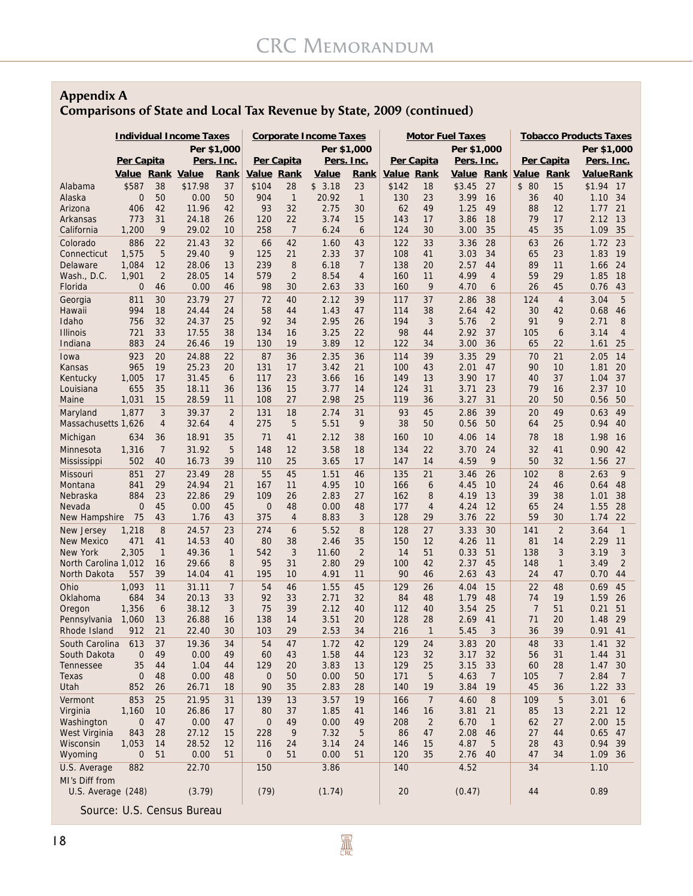## Appendix A
## Comparisons of State and Local Tax Revenue by State, 2009 (continued)

| | Individual Income Taxes | | | | Corporate Income Taxes | | | | Motor Fuel Taxes | | | | Tobacco Products Taxes | | | |
|---|---|---|---|---|---|---|---|---|---|---|---|---|---|---|---|---|
| | Per Capita | | Per $1,000 Pers. Inc. | | Per Capita | | Per $1,000 Pers. Inc. | | Per Capita | | Per $1,000 Pers. Inc. | | Per Capita | | Per $1,000 Pers. Inc. | |
| | Value | Rank | Value | Rank | Value | Rank | Value | Rank | Value | Rank | Value | Rank | Value | Rank | Value | Rank |
| Alabama | $587 | 38 | $17.98 | 37 | $104 | 28 | $ 3.18 | 23 | $142 | 18 | $3.45 | 27 | $ 80 | 15 | $1.94 | 17 |
| Alaska | 0 | 50 | 0.00 | 50 | 904 | 1 | 20.92 | 1 | 130 | 23 | 3.99 | 16 | 36 | 40 | 1.10 | 34 |
| Arizona | 406 | 42 | 11.96 | 42 | 93 | 32 | 2.75 | 30 | 62 | 49 | 1.25 | 49 | 88 | 12 | 1.77 | 21 |
| Arkansas | 773 | 31 | 24.18 | 26 | 120 | 22 | 3.74 | 15 | 143 | 17 | 3.86 | 18 | 79 | 17 | 2.12 | 13 |
| California | 1,200 | 9 | 29.02 | 10 | 258 | 7 | 6.24 | 6 | 124 | 30 | 3.00 | 35 | 45 | 35 | 1.09 | 35 |
| Colorado | 886 | 22 | 21.43 | 32 | 66 | 42 | 1.60 | 43 | 122 | 33 | 3.36 | 28 | 63 | 26 | 1.72 | 23 |
| Connecticut | 1,575 | 5 | 29.40 | 9 | 125 | 21 | 2.33 | 37 | 108 | 41 | 3.03 | 34 | 65 | 23 | 1.83 | 19 |
| Delaware | 1,084 | 12 | 28.06 | 13 | 239 | 8 | 6.18 | 7 | 138 | 20 | 2.57 | 44 | 89 | 11 | 1.66 | 24 |
| Wash., D.C. | 1,901 | 2 | 28.05 | 14 | 579 | 2 | 8.54 | 4 | 160 | 11 | 4.99 | 4 | 59 | 29 | 1.85 | 18 |
| Florida | 0 | 46 | 0.00 | 46 | 98 | 30 | 2.63 | 33 | 160 | 9 | 4.70 | 6 | 26 | 45 | 0.76 | 43 |
| Georgia | 811 | 30 | 23.79 | 27 | 72 | 40 | 2.12 | 39 | 117 | 37 | 2.86 | 38 | 124 | 4 | 3.04 | 5 |
| Hawaii | 994 | 18 | 24.44 | 24 | 58 | 44 | 1.43 | 47 | 114 | 38 | 2.64 | 42 | 30 | 42 | 0.68 | 46 |
| Idaho | 756 | 32 | 24.37 | 25 | 92 | 34 | 2.95 | 26 | 194 | 3 | 5.76 | 2 | 91 | 9 | 2.71 | 8 |
| Illinois | 721 | 33 | 17.55 | 38 | 134 | 16 | 3.25 | 22 | 98 | 44 | 2.92 | 37 | 105 | 6 | 3.14 | 4 |
| Indiana | 883 | 24 | 26.46 | 19 | 130 | 19 | 3.89 | 12 | 122 | 34 | 3.00 | 36 | 65 | 22 | 1.61 | 25 |
| Iowa | 923 | 20 | 24.88 | 22 | 87 | 36 | 2.35 | 36 | 114 | 39 | 3.35 | 29 | 70 | 21 | 2.05 | 14 |
| Kansas | 965 | 19 | 25.23 | 20 | 131 | 17 | 3.42 | 21 | 100 | 43 | 2.01 | 47 | 90 | 10 | 1.81 | 20 |
| Kentucky | 1,005 | 17 | 31.45 | 6 | 117 | 23 | 3.66 | 16 | 149 | 13 | 3.90 | 17 | 40 | 37 | 1.04 | 37 |
| Louisiana | 655 | 35 | 18.11 | 36 | 136 | 15 | 3.77 | 14 | 124 | 31 | 3.71 | 23 | 79 | 16 | 2.37 | 10 |
| Maine | 1,031 | 15 | 28.59 | 11 | 108 | 27 | 2.98 | 25 | 119 | 36 | 3.27 | 31 | 20 | 50 | 0.56 | 50 |
| Maryland | 1,877 | 3 | 39.37 | 2 | 131 | 18 | 2.74 | 31 | 93 | 45 | 2.86 | 39 | 20 | 49 | 0.63 | 49 |
| Massachusetts | 1,626 | 4 | 32.64 | 4 | 275 | 5 | 5.51 | 9 | 38 | 50 | 0.56 | 50 | 64 | 25 | 0.94 | 40 |
| Michigan | 634 | 36 | 18.91 | 35 | 71 | 41 | 2.12 | 38 | 160 | 10 | 4.06 | 14 | 78 | 18 | 1.98 | 16 |
| Minnesota | 1,316 | 7 | 31.92 | 5 | 148 | 12 | 3.58 | 18 | 134 | 22 | 3.70 | 24 | 32 | 41 | 0.90 | 42 |
| Mississippi | 502 | 40 | 16.73 | 39 | 110 | 25 | 3.65 | 17 | 147 | 14 | 4.59 | 9 | 50 | 32 | 1.56 | 27 |
| Missouri | 851 | 27 | 23.49 | 28 | 55 | 45 | 1.51 | 46 | 135 | 21 | 3.46 | 26 | 102 | 8 | 2.63 | 9 |
| Montana | 841 | 29 | 24.94 | 21 | 167 | 11 | 4.95 | 10 | 166 | 6 | 4.45 | 10 | 24 | 46 | 0.64 | 48 |
| Nebraska | 884 | 23 | 22.86 | 29 | 109 | 26 | 2.83 | 27 | 162 | 8 | 4.19 | 13 | 39 | 38 | 1.01 | 38 |
| Nevada | 0 | 45 | 0.00 | 45 | 0 | 48 | 0.00 | 48 | 177 | 4 | 4.24 | 12 | 65 | 24 | 1.55 | 28 |
| New Hampshire | 75 | 43 | 1.76 | 43 | 375 | 4 | 8.83 | 3 | 128 | 29 | 3.76 | 22 | 59 | 30 | 1.74 | 22 |
| New Jersey | 1,218 | 8 | 24.57 | 23 | 274 | 6 | 5.52 | 8 | 128 | 27 | 3.33 | 30 | 141 | 2 | 3.64 | 1 |
| New Mexico | 471 | 41 | 14.53 | 40 | 80 | 38 | 2.46 | 35 | 150 | 12 | 4.26 | 11 | 81 | 14 | 2.29 | 11 |
| New York | 2,305 | 1 | 49.36 | 1 | 542 | 3 | 11.60 | 2 | 14 | 51 | 0.33 | 51 | 138 | 3 | 3.19 | 3 |
| North Carolina | 1,012 | 16 | 29.66 | 8 | 95 | 31 | 2.80 | 29 | 100 | 42 | 2.37 | 45 | 148 | 1 | 3.49 | 2 |
| North Dakota | 557 | 39 | 14.04 | 41 | 195 | 10 | 4.91 | 11 | 90 | 46 | 2.63 | 43 | 24 | 47 | 0.70 | 44 |
| Ohio | 1,093 | 11 | 31.11 | 7 | 54 | 46 | 1.55 | 45 | 129 | 26 | 4.04 | 15 | 22 | 48 | 0.69 | 45 |
| Oklahoma | 684 | 34 | 20.13 | 33 | 92 | 33 | 2.71 | 32 | 84 | 48 | 1.79 | 48 | 74 | 19 | 1.59 | 26 |
| Oregon | 1,356 | 6 | 38.12 | 3 | 75 | 39 | 2.12 | 40 | 112 | 40 | 3.54 | 25 | 7 | 51 | 0.21 | 51 |
| Pennsylvania | 1,060 | 13 | 26.88 | 16 | 138 | 14 | 3.51 | 20 | 128 | 28 | 2.69 | 41 | 71 | 20 | 1.48 | 29 |
| Rhode Island | 912 | 21 | 22.40 | 30 | 103 | 29 | 2.53 | 34 | 216 | 1 | 5.45 | 3 | 36 | 39 | 0.91 | 41 |
| South Carolina | 613 | 37 | 19.36 | 34 | 54 | 47 | 1.72 | 42 | 129 | 24 | 3.83 | 20 | 48 | 33 | 1.41 | 32 |
| South Dakota | 0 | 49 | 0.00 | 49 | 60 | 43 | 1.58 | 44 | 123 | 32 | 3.17 | 32 | 56 | 31 | 1.44 | 31 |
| Tennessee | 35 | 44 | 1.04 | 44 | 129 | 20 | 3.83 | 13 | 129 | 25 | 3.15 | 33 | 60 | 28 | 1.47 | 30 |
| Texas | 0 | 48 | 0.00 | 48 | 0 | 50 | 0.00 | 50 | 171 | 5 | 4.63 | 7 | 105 | 7 | 2.84 | 7 |
| Utah | 852 | 26 | 26.71 | 18 | 90 | 35 | 2.83 | 28 | 140 | 19 | 3.84 | 19 | 45 | 36 | 1.22 | 33 |
| Vermont | 853 | 25 | 21.95 | 31 | 139 | 13 | 3.57 | 19 | 166 | 7 | 4.60 | 8 | 109 | 5 | 3.01 | 6 |
| Virginia | 1,160 | 10 | 26.86 | 17 | 80 | 37 | 1.85 | 41 | 146 | 16 | 3.81 | 21 | 85 | 13 | 2.21 | 12 |
| Washington | 0 | 47 | 0.00 | 47 | 0 | 49 | 0.00 | 49 | 208 | 2 | 6.70 | 1 | 62 | 27 | 2.00 | 15 |
| West Virginia | 843 | 28 | 27.12 | 15 | 228 | 9 | 7.32 | 5 | 86 | 47 | 2.08 | 46 | 27 | 44 | 0.65 | 47 |
| Wisconsin | 1,053 | 14 | 28.52 | 12 | 116 | 24 | 3.14 | 24 | 146 | 15 | 4.87 | 5 | 28 | 43 | 0.94 | 39 |
| Wyoming | 0 | 51 | 0.00 | 51 | 0 | 51 | 0.00 | 51 | 120 | 35 | 2.76 | 40 | 47 | 34 | 1.09 | 36 |
| U.S. Average | 882 | | 22.70 | | 150 | | 3.86 | | 140 | | 4.52 | | 34 | | 1.10 | |
| MI's Diff from U.S. Average | (248) | | (3.79) | | (79) | | (1.74) | | 20 | | (0.47) | | 44 | | 0.89 | |

Source: U.S. Census Bureau